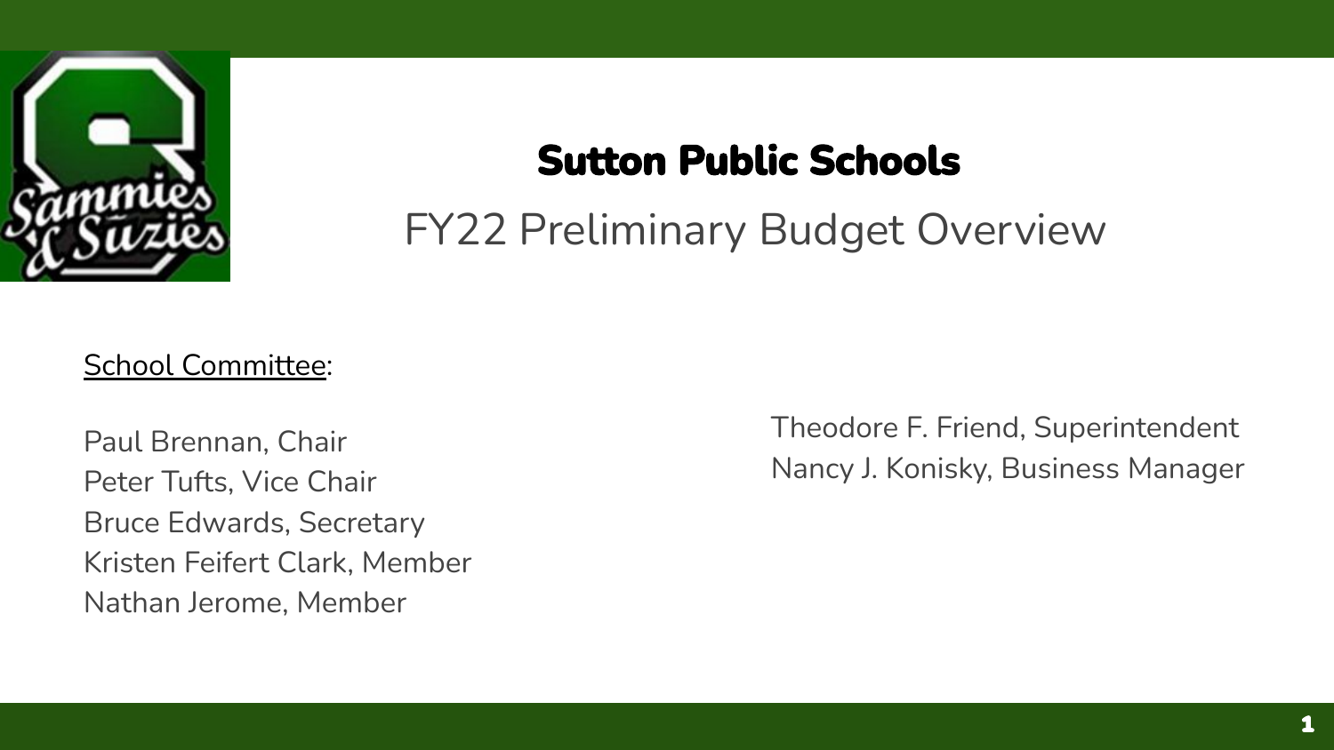# Sutton Public Schools

## FY22 Preliminary Budget Overview

School Committee:

Paul Brennan, Chair
Peter Tufts, Vice Chair
Bruce Edwards, Secretary
Kristen Feifert Clark, Member
Nathan Jerome, Member

Theodore F. Friend, Superintendent
Nancy J. Konisky, Business Manager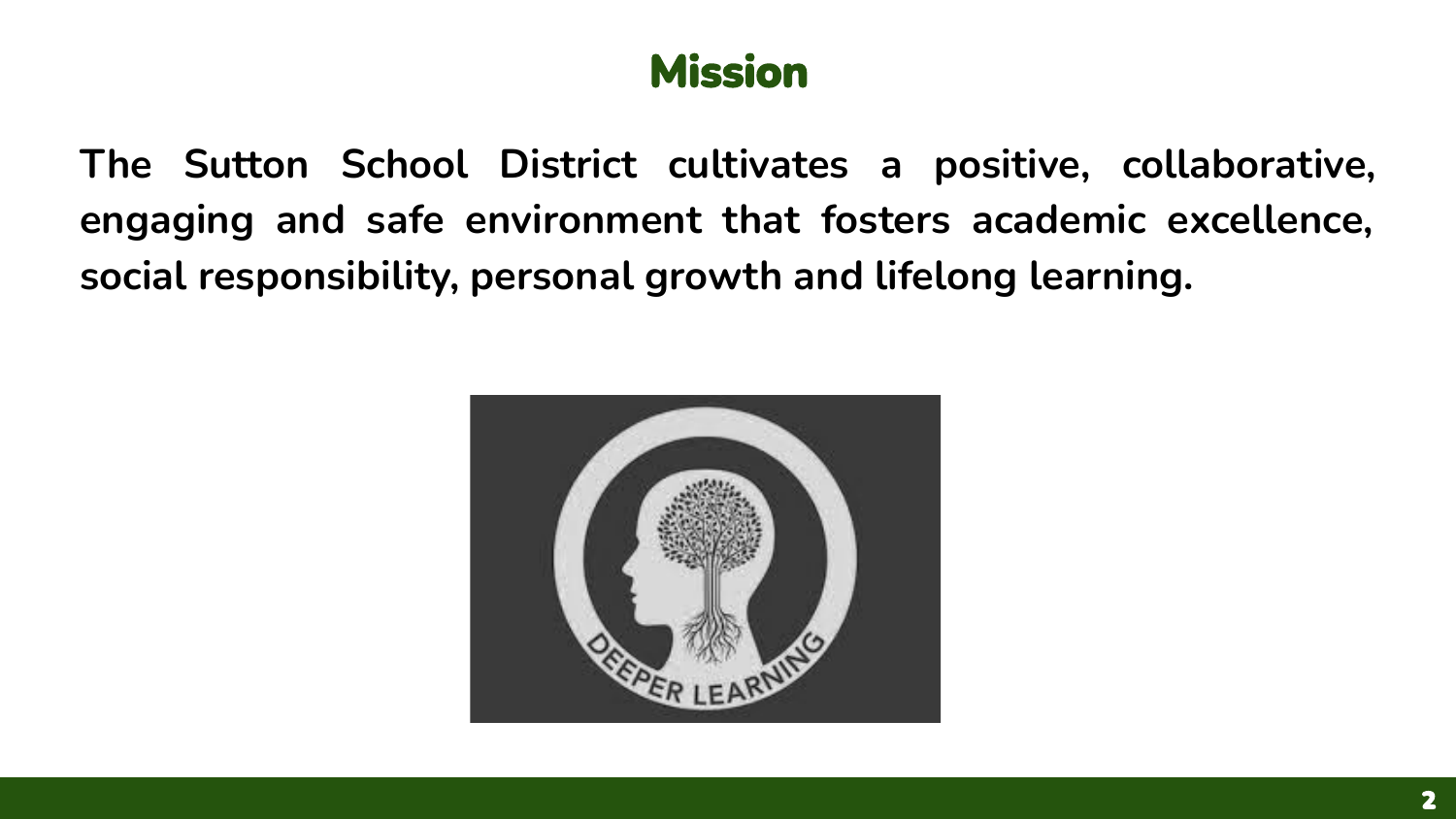# Mission

**The Sutton School District cultivates a positive, collaborative, engaging and safe environment that fosters academic excellence, social responsibility, personal growth and lifelong learning.**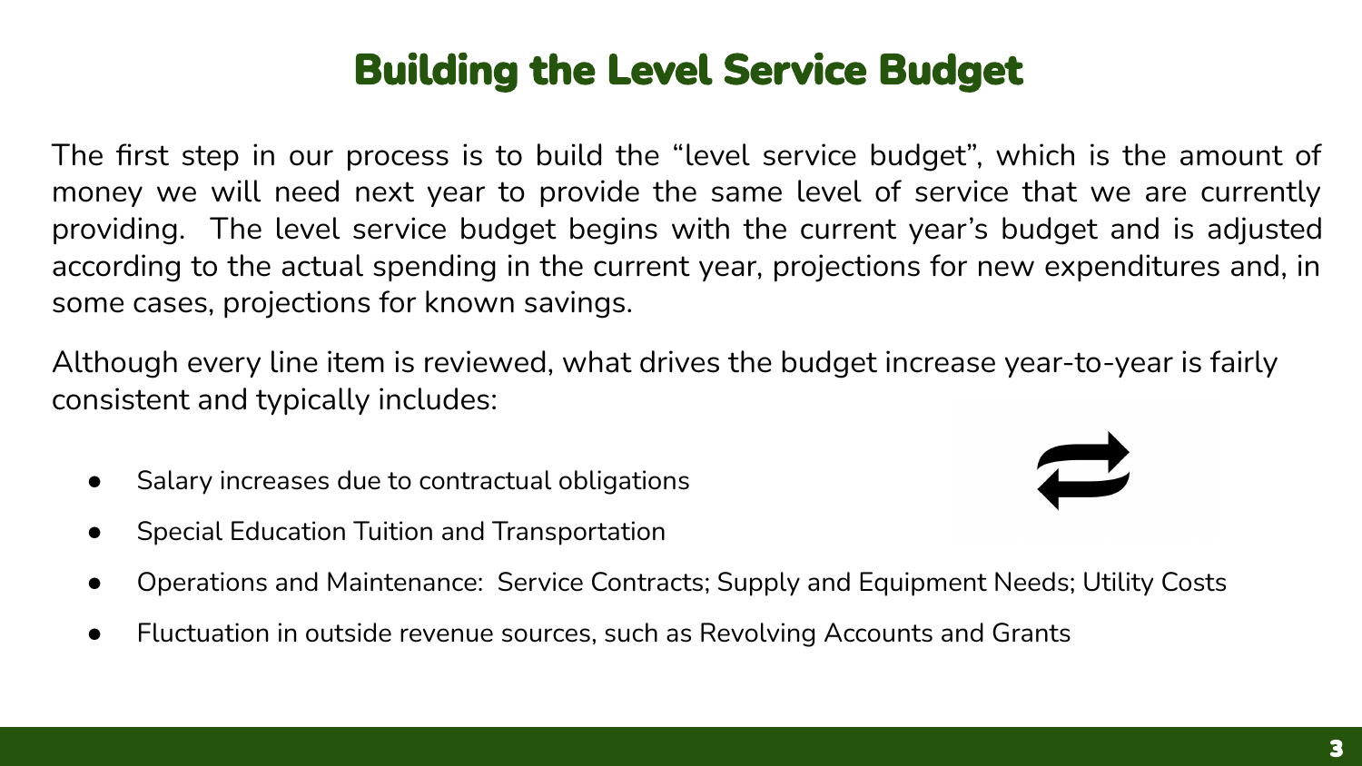# Building the Level Service Budget

The first step in our process is to build the "level service budget", which is the amount of money we will need next year to provide the same level of service that we are currently providing. The level service budget begins with the current year's budget and is adjusted according to the actual spending in the current year, projections for new expenditures and, in some cases, projections for known savings.

Although every line item is reviewed, what drives the budget increase year-to-year is fairly consistent and typically includes:

- Salary increases due to contractual obligations
- Special Education Tuition and Transportation
- Operations and Maintenance: Service Contracts; Supply and Equipment Needs; Utility Costs
- Fluctuation in outside revenue sources, such as Revolving Accounts and Grants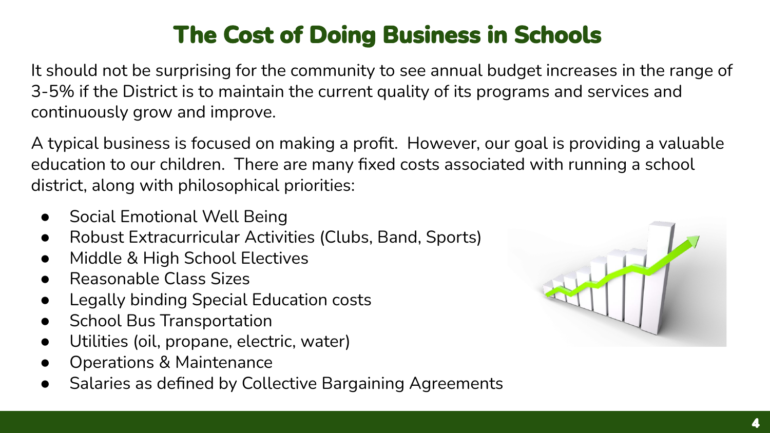# The Cost of Doing Business in Schools

It should not be surprising for the community to see annual budget increases in the range of 3-5% if the District is to maintain the current quality of its programs and services and continuously grow and improve.

A typical business is focused on making a profit. However, our goal is providing a valuable education to our children. There are many fixed costs associated with running a school district, along with philosophical priorities:

- Social Emotional Well Being
- Robust Extracurricular Activities (Clubs, Band, Sports)
- Middle & High School Electives
- Reasonable Class Sizes
- Legally binding Special Education costs
- School Bus Transportation
- Utilities (oil, propane, electric, water)
- Operations & Maintenance
- Salaries as defined by Collective Bargaining Agreements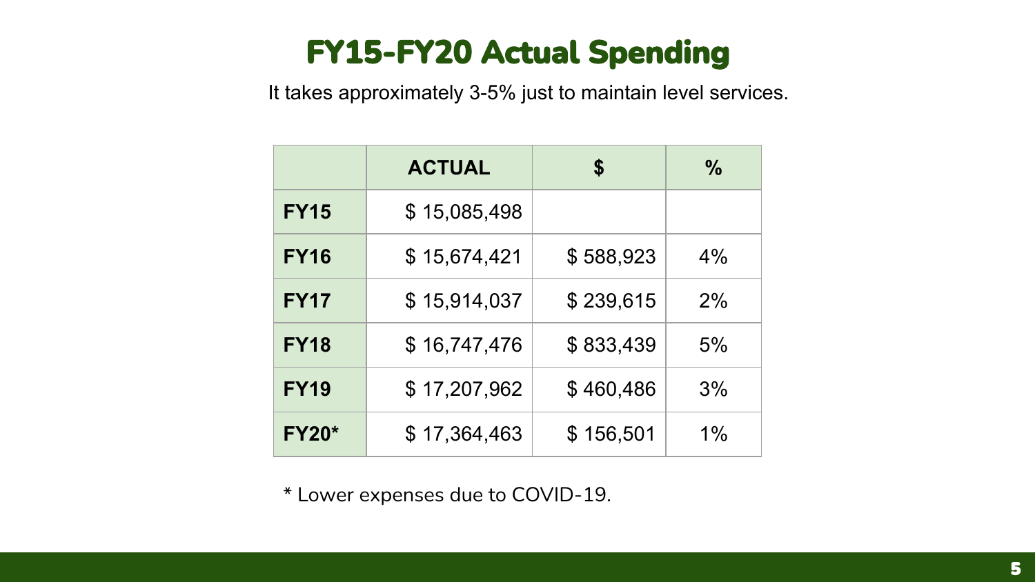# FY15-FY20 Actual Spending

It takes approximately 3-5% just to maintain level services.

| | ACTUAL | $ | % |
|---|---|---|---|
| **FY15** | $ 15,085,498 | | |
| **FY16** | $ 15,674,421 | $ 588,923 | 4% |
| **FY17** | $ 15,914,037 | $ 239,615 | 2% |
| **FY18** | $ 16,747,476 | $ 833,439 | 5% |
| **FY19** | $ 17,207,962 | $ 460,486 | 3% |
| **FY20*** | $ 17,364,463 | $ 156,501 | 1% |

* Lower expenses due to COVID-19.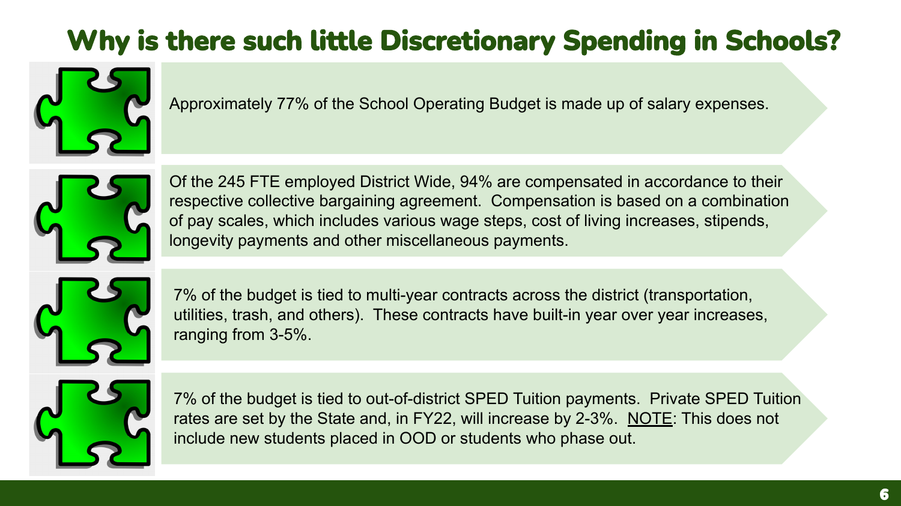# Why is there such little Discretionary Spending in Schools?

- Approximately 77% of the School Operating Budget is made up of salary expenses.

- Of the 245 FTE employed District Wide, 94% are compensated in accordance to their respective collective bargaining agreement. Compensation is based on a combination of pay scales, which includes various wage steps, cost of living increases, stipends, longevity payments and other miscellaneous payments.

- 7% of the budget is tied to multi-year contracts across the district (transportation, utilities, trash, and others). These contracts have built-in year over year increases, ranging from 3-5%.

- 7% of the budget is tied to out-of-district SPED Tuition payments. Private SPED Tuition rates are set by the State and, in FY22, will increase by 2-3%. <u>NOTE</u>: This does not include new students placed in OOD or students who phase out.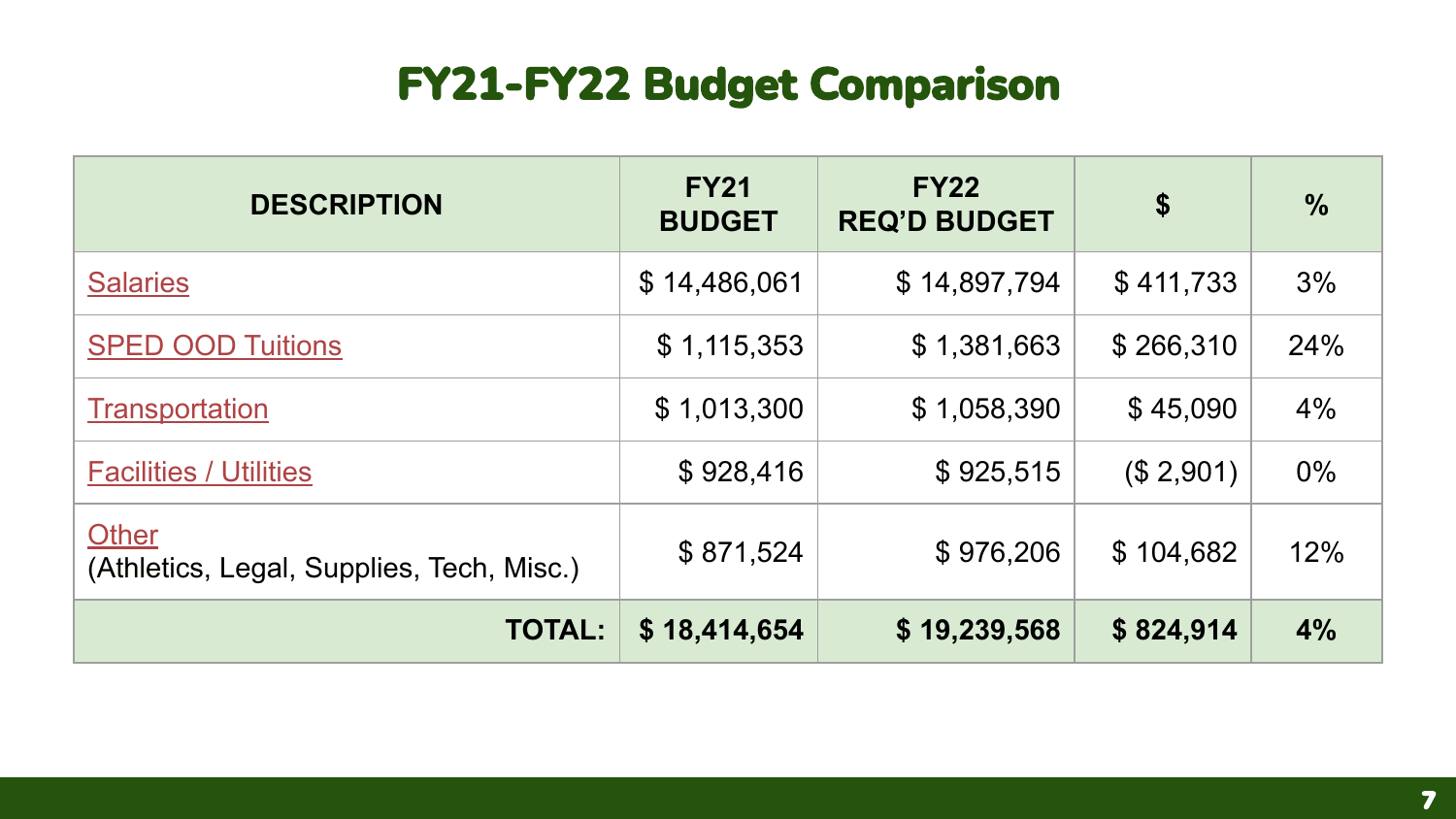# FY21-FY22 Budget Comparison

| DESCRIPTION | FY21 BUDGET | FY22 REQ'D BUDGET | $ | % |
|---|---|---|---|---|
| Salaries | $ 14,486,061 | $ 14,897,794 | $ 411,733 | 3% |
| SPED OOD Tuitions | $ 1,115,353 | $ 1,381,663 | $ 266,310 | 24% |
| Transportation | $ 1,013,300 | $ 1,058,390 | $ 45,090 | 4% |
| Facilities / Utilities | $ 928,416 | $ 925,515 | ($ 2,901) | 0% |
| Other (Athletics, Legal, Supplies, Tech, Misc.) | $ 871,524 | $ 976,206 | $ 104,682 | 12% |
| **TOTAL:** | **$ 18,414,654** | **$ 19,239,568** | **$ 824,914** | **4%** |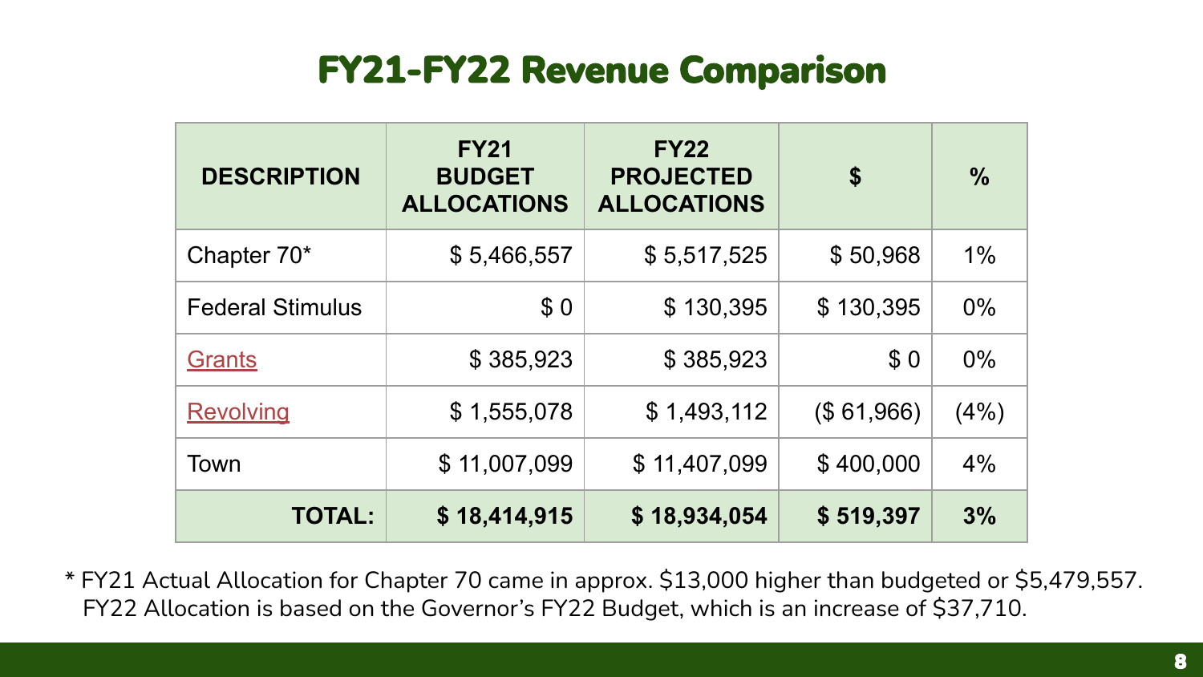# FY21-FY22 Revenue Comparison

| DESCRIPTION | FY21 BUDGET ALLOCATIONS | FY22 PROJECTED ALLOCATIONS | $ | % |
|---|---|---|---|---|
| Chapter 70* | $ 5,466,557 | $ 5,517,525 | $ 50,968 | 1% |
| Federal Stimulus | $ 0 | $ 130,395 | $ 130,395 | 0% |
| Grants | $ 385,923 | $ 385,923 | $ 0 | 0% |
| Revolving | $ 1,555,078 | $ 1,493,112 | ($ 61,966) | (4%) |
| Town | $ 11,007,099 | $ 11,407,099 | $ 400,000 | 4% |
| **TOTAL:** | **$ 18,414,915** | **$ 18,934,054** | **$ 519,397** | **3%** |

\* FY21 Actual Allocation for Chapter 70 came in approx. $13,000 higher than budgeted or $5,479,557. FY22 Allocation is based on the Governor's FY22 Budget, which is an increase of $37,710.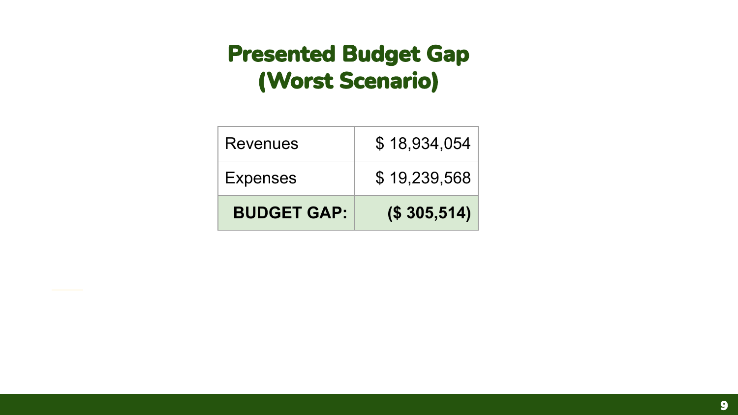# Presented Budget Gap (Worst Scenario)

| | |
|---|---|
| Revenues | $ 18,934,054 |
| Expenses | $ 19,239,568 |
| **BUDGET GAP:** | **($ 305,514)** |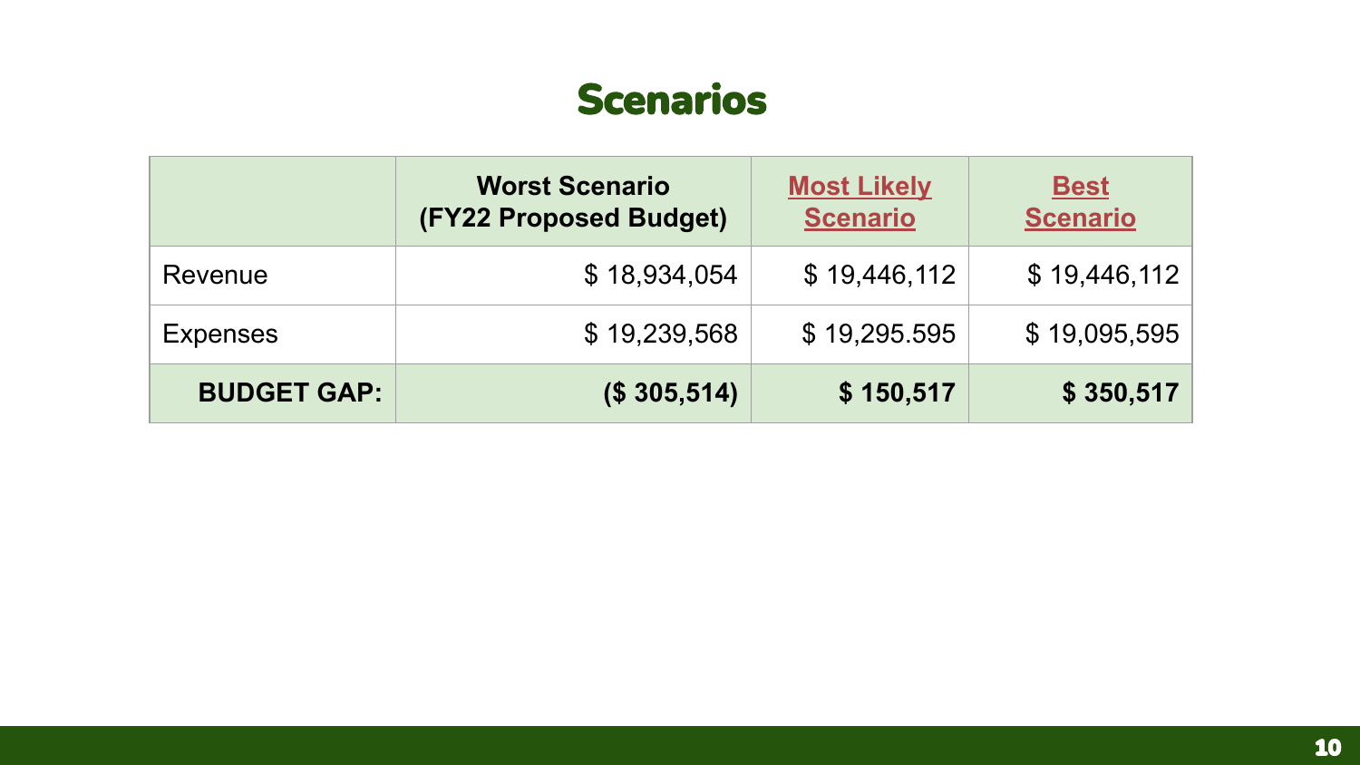# Scenarios

| | **Worst Scenario (FY22 Proposed Budget)** | **Most Likely Scenario** | **Best Scenario** |
|---|---|---|---|
| Revenue | $ 18,934,054 | $ 19,446,112 | $ 19,446,112 |
| Expenses | $ 19,239,568 | $ 19,295.595 | $ 19,095,595 |
| **BUDGET GAP:** | **($ 305,514)** | **$ 150,517** | **$ 350,517** |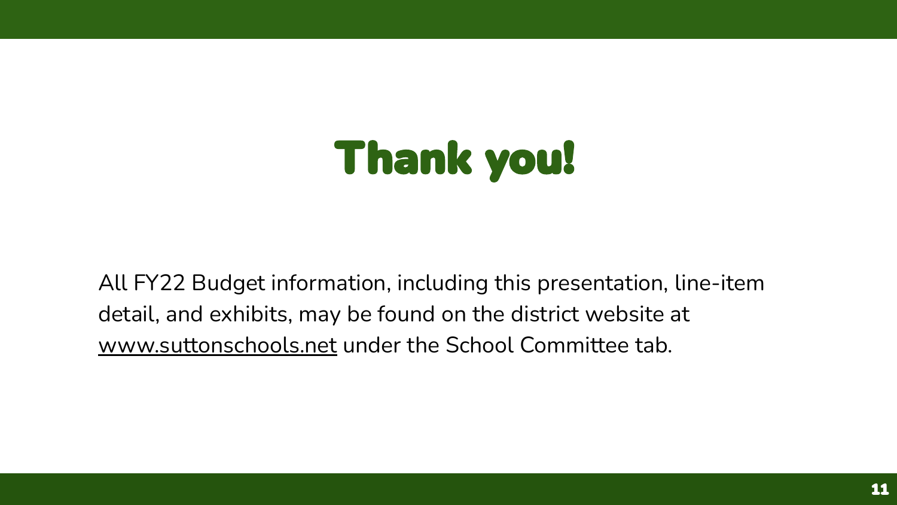# Thank you!

All FY22 Budget information, including this presentation, line-item detail, and exhibits, may be found on the district website at www.suttonschools.net under the School Committee tab.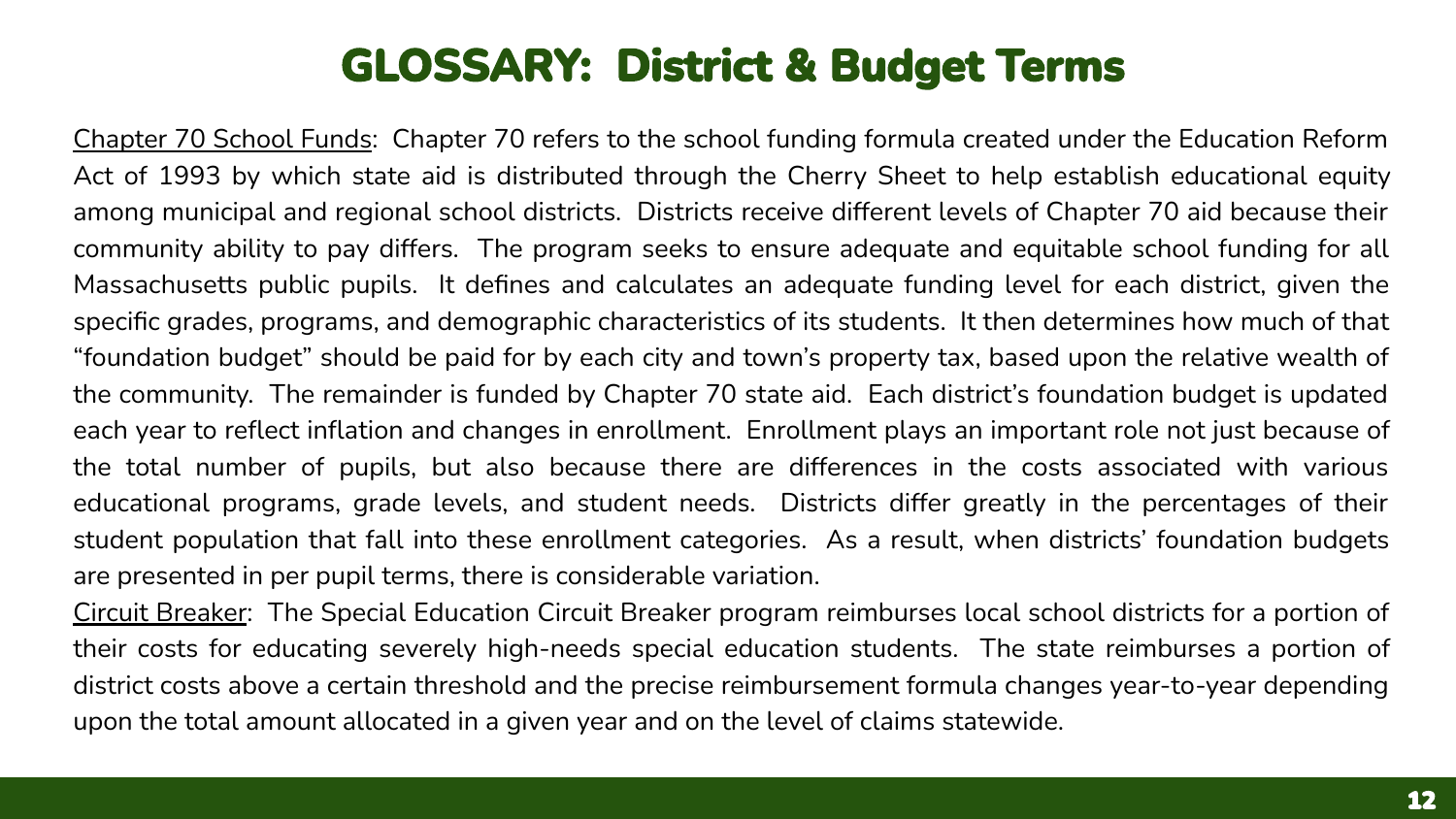# GLOSSARY: District & Budget Terms

Chapter 70 School Funds: Chapter 70 refers to the school funding formula created under the Education Reform Act of 1993 by which state aid is distributed through the Cherry Sheet to help establish educational equity among municipal and regional school districts. Districts receive different levels of Chapter 70 aid because their community ability to pay differs. The program seeks to ensure adequate and equitable school funding for all Massachusetts public pupils. It defines and calculates an adequate funding level for each district, given the specific grades, programs, and demographic characteristics of its students. It then determines how much of that "foundation budget" should be paid for by each city and town's property tax, based upon the relative wealth of the community. The remainder is funded by Chapter 70 state aid. Each district's foundation budget is updated each year to reflect inflation and changes in enrollment. Enrollment plays an important role not just because of the total number of pupils, but also because there are differences in the costs associated with various educational programs, grade levels, and student needs. Districts differ greatly in the percentages of their student population that fall into these enrollment categories. As a result, when districts' foundation budgets are presented in per pupil terms, there is considerable variation.

Circuit Breaker: The Special Education Circuit Breaker program reimburses local school districts for a portion of their costs for educating severely high-needs special education students. The state reimburses a portion of district costs above a certain threshold and the precise reimbursement formula changes year-to-year depending upon the total amount allocated in a given year and on the level of claims statewide.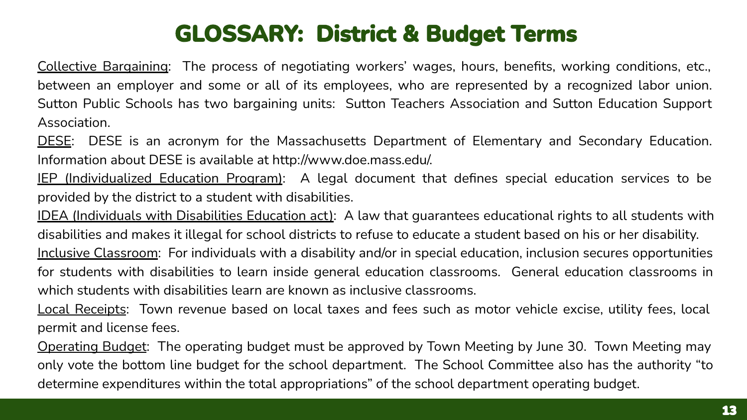# GLOSSARY: District & Budget Terms

Collective Bargaining: The process of negotiating workers' wages, hours, benefits, working conditions, etc., between an employer and some or all of its employees, who are represented by a recognized labor union. Sutton Public Schools has two bargaining units: Sutton Teachers Association and Sutton Education Support Association.

DESE: DESE is an acronym for the Massachusetts Department of Elementary and Secondary Education. Information about DESE is available at http://www.doe.mass.edu/.

IEP (Individualized Education Program): A legal document that defines special education services to be provided by the district to a student with disabilities.

IDEA (Individuals with Disabilities Education act): A law that guarantees educational rights to all students with disabilities and makes it illegal for school districts to refuse to educate a student based on his or her disability.

Inclusive Classroom: For individuals with a disability and/or in special education, inclusion secures opportunities for students with disabilities to learn inside general education classrooms. General education classrooms in which students with disabilities learn are known as inclusive classrooms.

Local Receipts: Town revenue based on local taxes and fees such as motor vehicle excise, utility fees, local permit and license fees.

Operating Budget: The operating budget must be approved by Town Meeting by June 30. Town Meeting may only vote the bottom line budget for the school department. The School Committee also has the authority "to determine expenditures within the total appropriations" of the school department operating budget.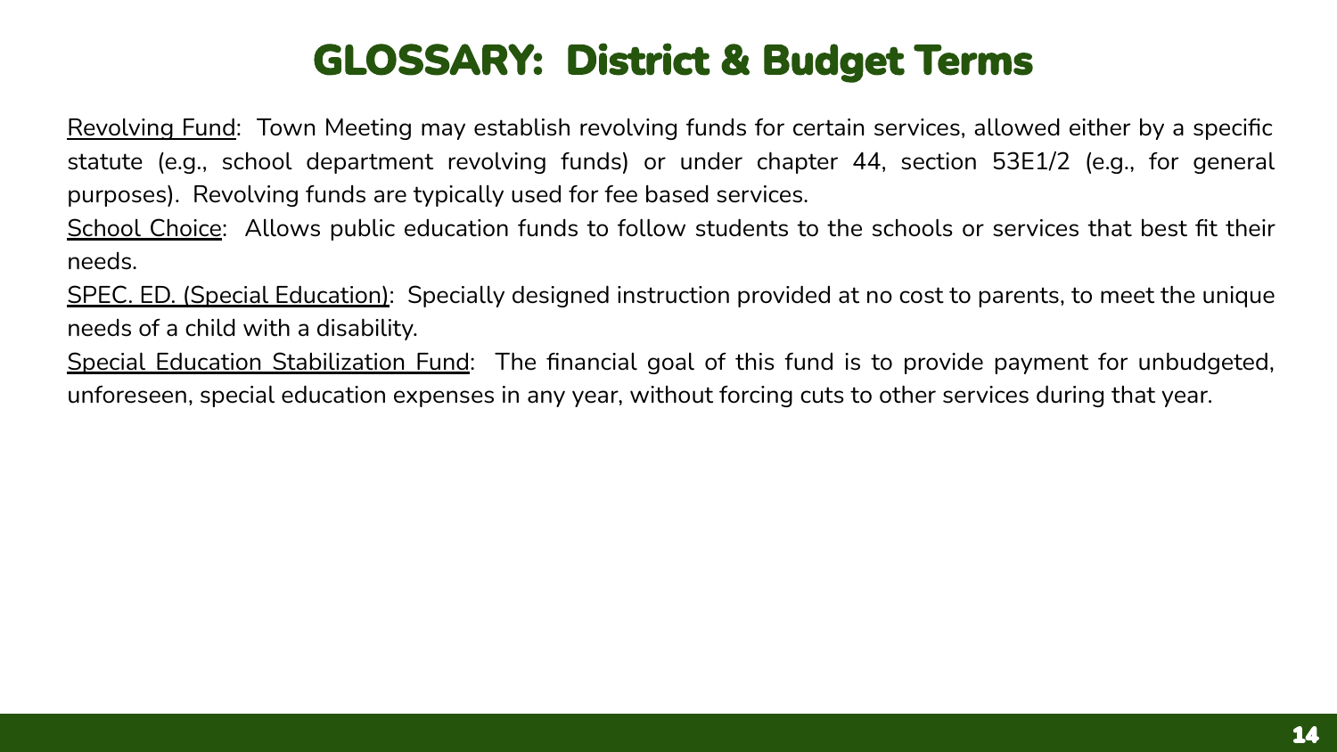# GLOSSARY: District & Budget Terms

Revolving Fund: Town Meeting may establish revolving funds for certain services, allowed either by a specific statute (e.g., school department revolving funds) or under chapter 44, section 53E1/2 (e.g., for general purposes). Revolving funds are typically used for fee based services.

School Choice: Allows public education funds to follow students to the schools or services that best fit their needs.

SPEC. ED. (Special Education): Specially designed instruction provided at no cost to parents, to meet the unique needs of a child with a disability.

Special Education Stabilization Fund: The financial goal of this fund is to provide payment for unbudgeted, unforeseen, special education expenses in any year, without forcing cuts to other services during that year.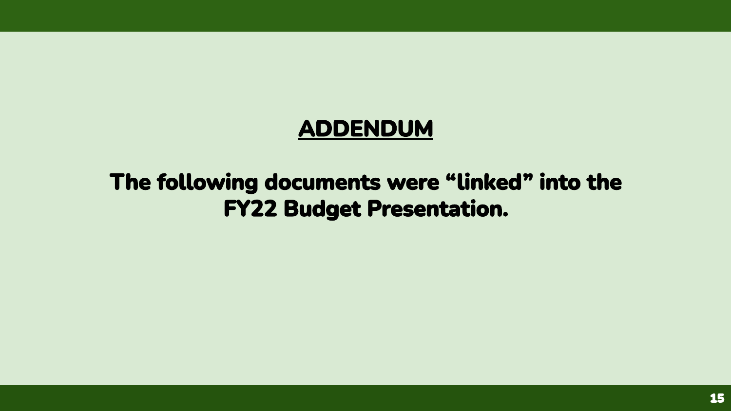# ADDENDUM

## The following documents were "linked" into the FY22 Budget Presentation.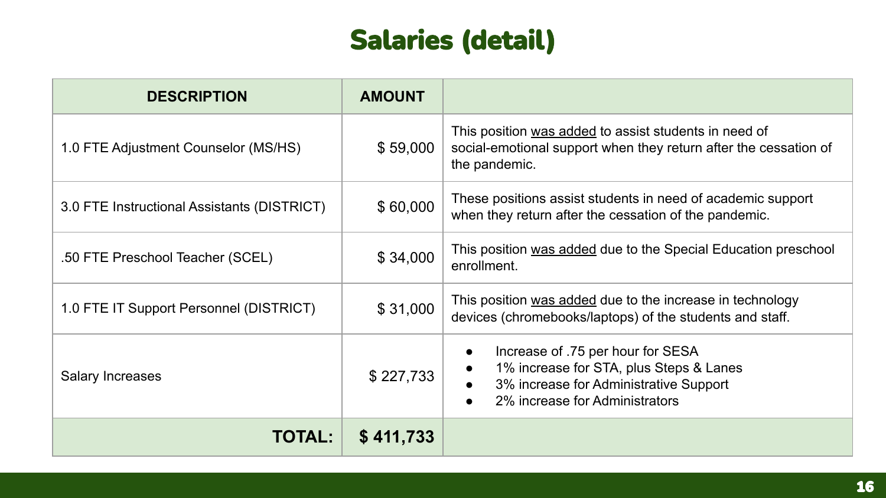# Salaries (detail)

| DESCRIPTION | AMOUNT | |
|---|---|---|
| 1.0 FTE Adjustment Counselor (MS/HS) | $ 59,000 | This position <u>was added</u> to assist students in need of social-emotional support when they return after the cessation of the pandemic. |
| 3.0 FTE Instructional Assistants (DISTRICT) | $ 60,000 | These positions assist students in need of academic support when they return after the cessation of the pandemic. |
| .50 FTE Preschool Teacher (SCEL) | $ 34,000 | This position <u>was added</u> due to the Special Education preschool enrollment. |
| 1.0 FTE IT Support Personnel (DISTRICT) | $ 31,000 | This position <u>was added</u> due to the increase in technology devices (chromebooks/laptops) of the students and staff. |
| Salary Increases | $ 227,733 | • Increase of .75 per hour for SESA<br>• 1% increase for STA, plus Steps & Lanes<br>• 3% increase for Administrative Support<br>• 2% increase for Administrators |
| **TOTAL:** | **$ 411,733** | |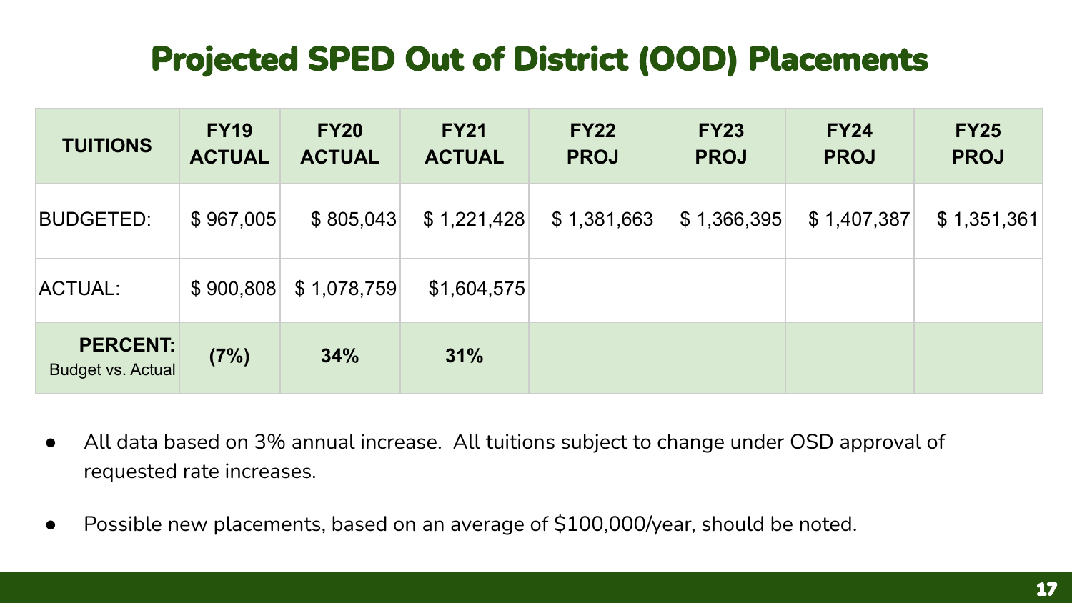# Projected SPED Out of District (OOD) Placements

| TUITIONS | FY19 ACTUAL | FY20 ACTUAL | FY21 ACTUAL | FY22 PROJ | FY23 PROJ | FY24 PROJ | FY25 PROJ |
|---|---|---|---|---|---|---|---|
| BUDGETED: | $ 967,005 | $ 805,043 | $ 1,221,428 | $ 1,381,663 | $ 1,366,395 | $ 1,407,387 | $ 1,351,361 |
| ACTUAL: | $ 900,808 | $ 1,078,759 | $1,604,575 | | | | |
| **PERCENT:** Budget vs. Actual | **(7%)** | **34%** | **31%** | | | | |

- All data based on 3% annual increase. All tuitions subject to change under OSD approval of requested rate increases.
- Possible new placements, based on an average of $100,000/year, should be noted.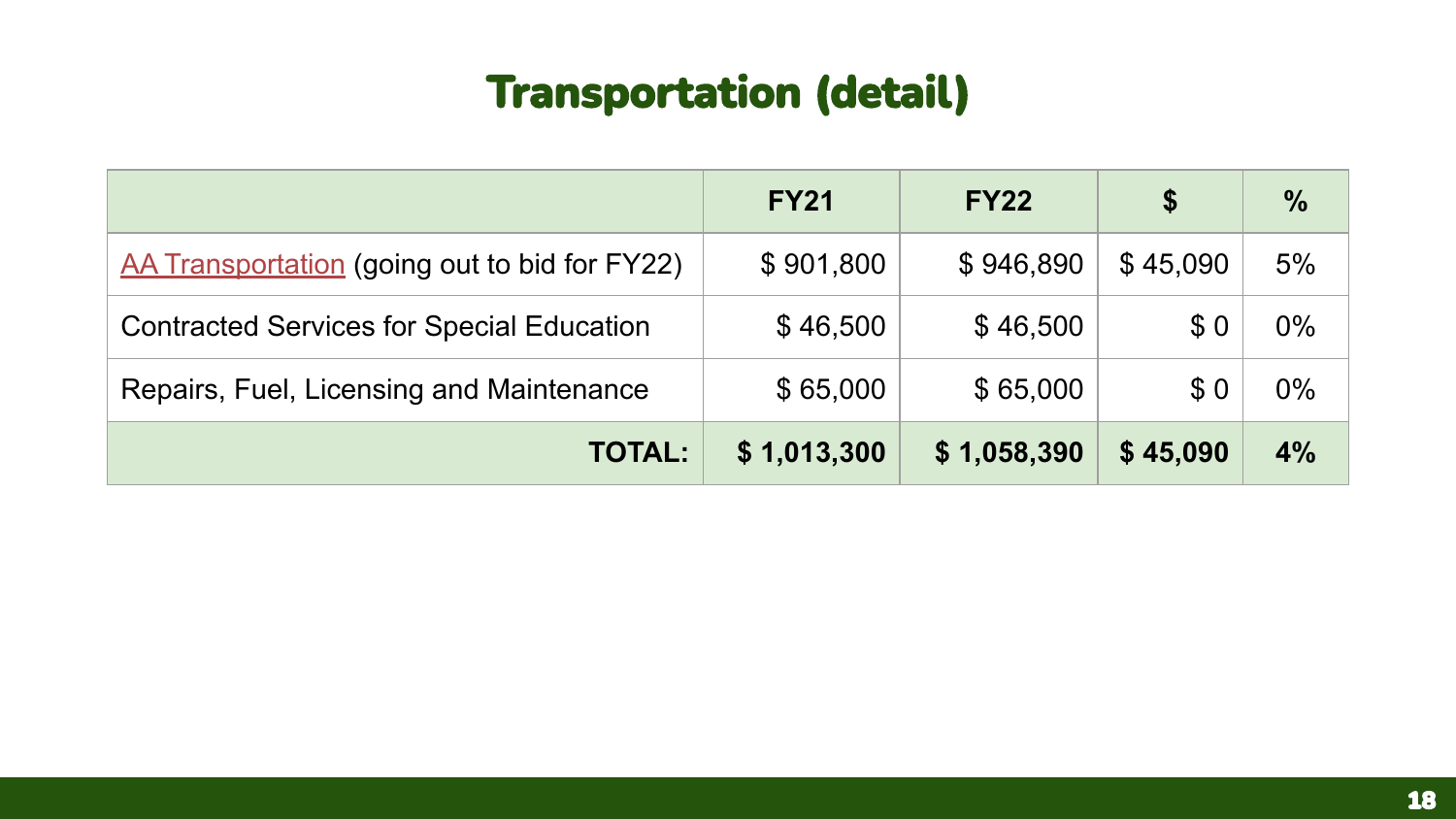# Transportation (detail)

| | FY21 | FY22 | $ | % |
|---|---|---|---|---|
| AA Transportation (going out to bid for FY22) | $ 901,800 | $ 946,890 | $ 45,090 | 5% |
| Contracted Services for Special Education | $ 46,500 | $ 46,500 | $ 0 | 0% |
| Repairs, Fuel, Licensing and Maintenance | $ 65,000 | $ 65,000 | $ 0 | 0% |
| **TOTAL:** | **$ 1,013,300** | **$ 1,058,390** | **$ 45,090** | **4%** |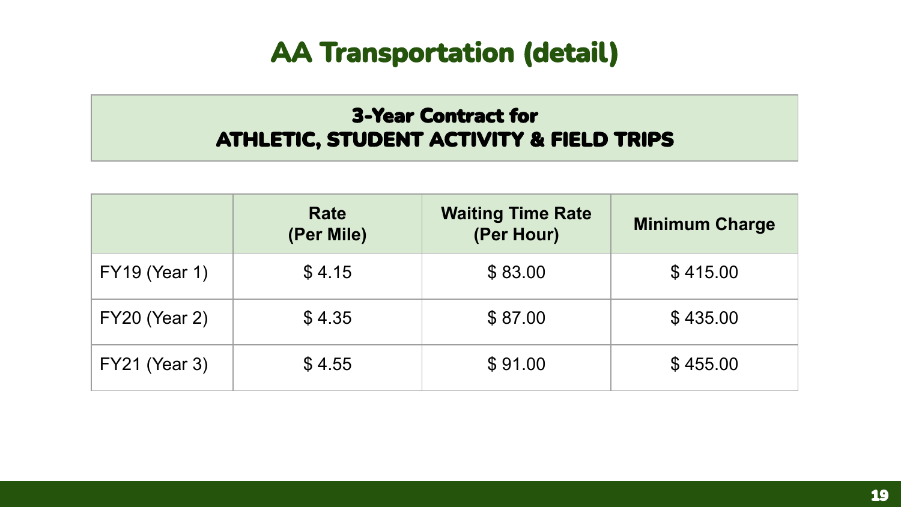# AA Transportation (detail)

## 3-Year Contract for
## ATHLETIC, STUDENT ACTIVITY & FIELD TRIPS

| | Rate (Per Mile) | Waiting Time Rate (Per Hour) | Minimum Charge |
|---|---|---|---|
| FY19 (Year 1) | $ 4.15 | $ 83.00 | $ 415.00 |
| FY20 (Year 2) | $ 4.35 | $ 87.00 | $ 435.00 |
| FY21 (Year 3) | $ 4.55 | $ 91.00 | $ 455.00 |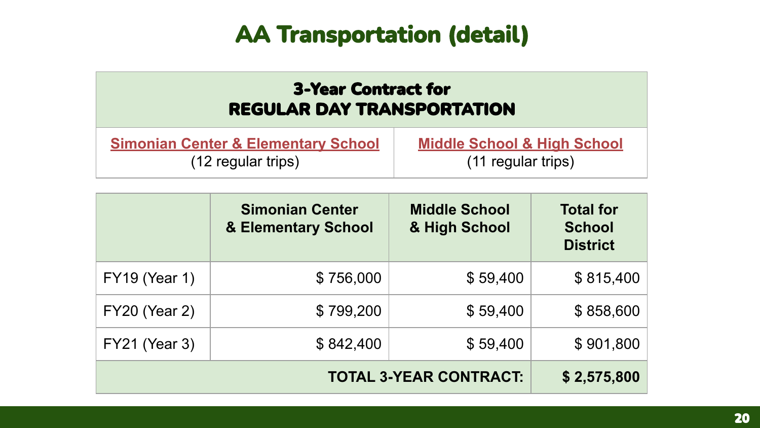# AA Transportation (detail)

| 3-Year Contract for REGULAR DAY TRANSPORTATION | |
|---|---|
| **Simonian Center & Elementary School** (12 regular trips) | **Middle School & High School** (11 regular trips) |

| | Simonian Center & Elementary School | Middle School & High School | Total for School District |
|---|---:|---:|---:|
| FY19 (Year 1) | $ 756,000 | $ 59,400 | $ 815,400 |
| FY20 (Year 2) | $ 799,200 | $ 59,400 | $ 858,600 |
| FY21 (Year 3) | $ 842,400 | $ 59,400 | $ 901,800 |
| | | **TOTAL 3-YEAR CONTRACT:** | **$ 2,575,800** |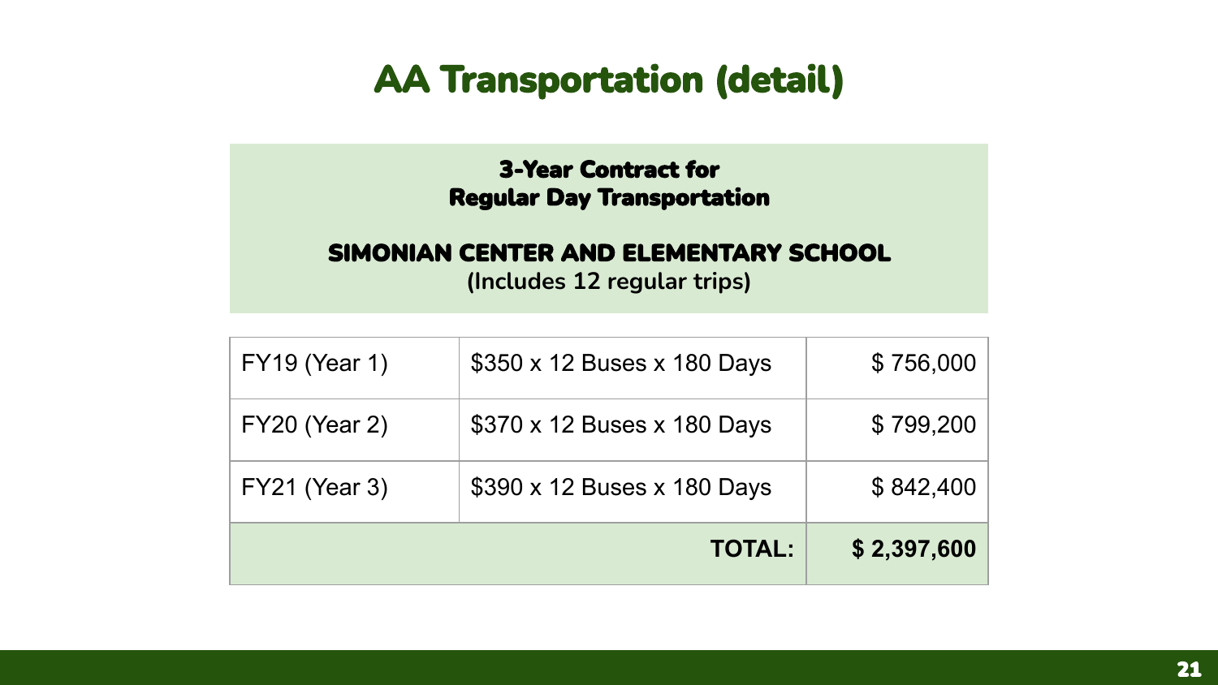# AA Transportation (detail)

**3-Year Contract for**
**Regular Day Transportation**

**SIMONIAN CENTER AND ELEMENTARY SCHOOL**
**(Includes 12 regular trips)**

| | | |
|---|---|---|
| FY19 (Year 1) | $350 x 12 Buses x 180 Days | $ 756,000 |
| FY20 (Year 2) | $370 x 12 Buses x 180 Days | $ 799,200 |
| FY21 (Year 3) | $390 x 12 Buses x 180 Days | $ 842,400 |
| | **TOTAL:** | **$ 2,397,600** |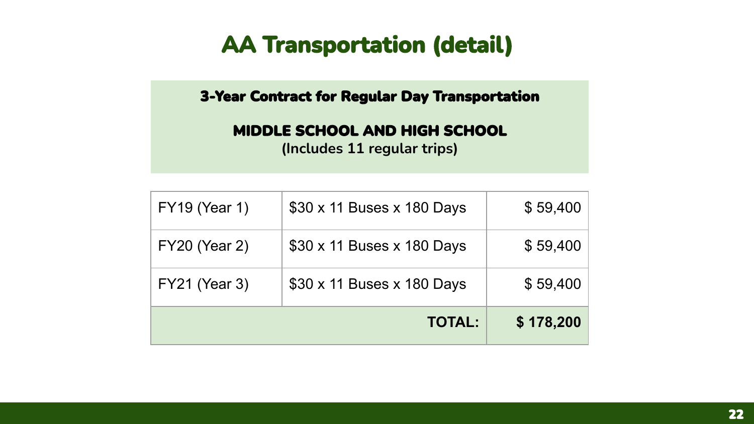# AA Transportation (detail)

**3-Year Contract for Regular Day Transportation**

**MIDDLE SCHOOL AND HIGH SCHOOL**
**(Includes 11 regular trips)**

| | | |
|---|---|---:|
| FY19 (Year 1) | $30 x 11 Buses x 180 Days | $ 59,400 |
| FY20 (Year 2) | $30 x 11 Buses x 180 Days | $ 59,400 |
| FY21 (Year 3) | $30 x 11 Buses x 180 Days | $ 59,400 |
| | **TOTAL:** | **$ 178,200** |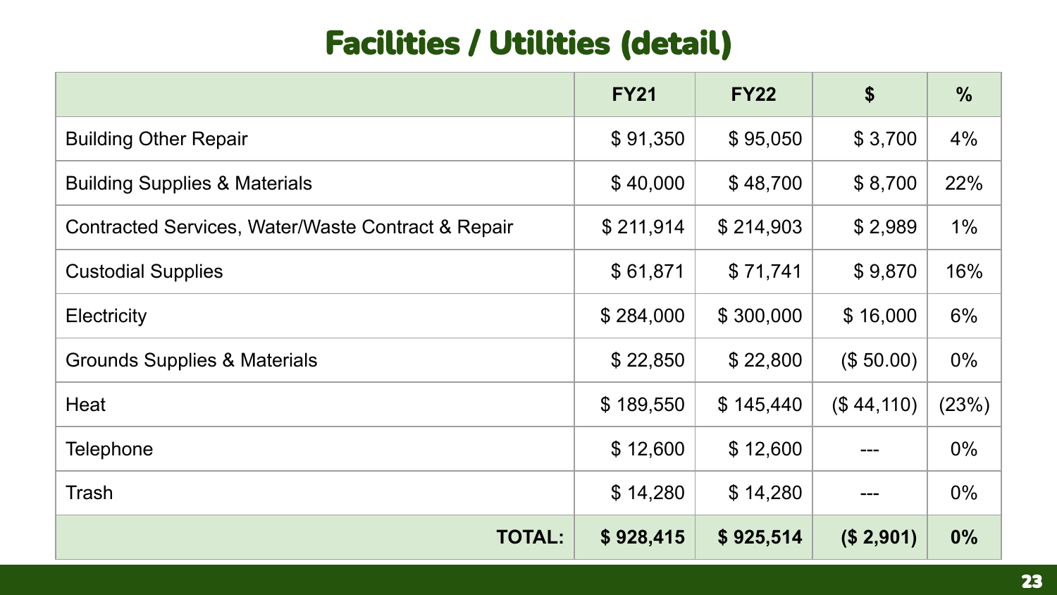# Facilities / Utilities (detail)

| | FY21 | FY22 | $ | % |
|---|---|---|---|---|
| Building Other Repair | $ 91,350 | $ 95,050 | $ 3,700 | 4% |
| Building Supplies & Materials | $ 40,000 | $ 48,700 | $ 8,700 | 22% |
| Contracted Services, Water/Waste Contract & Repair | $ 211,914 | $ 214,903 | $ 2,989 | 1% |
| Custodial Supplies | $ 61,871 | $ 71,741 | $ 9,870 | 16% |
| Electricity | $ 284,000 | $ 300,000 | $ 16,000 | 6% |
| Grounds Supplies & Materials | $ 22,850 | $ 22,800 | ($ 50.00) | 0% |
| Heat | $ 189,550 | $ 145,440 | ($ 44,110) | (23%) |
| Telephone | $ 12,600 | $ 12,600 | --- | 0% |
| Trash | $ 14,280 | $ 14,280 | --- | 0% |
| **TOTAL:** | **$ 928,415** | **$ 925,514** | **($ 2,901)** | **0%** |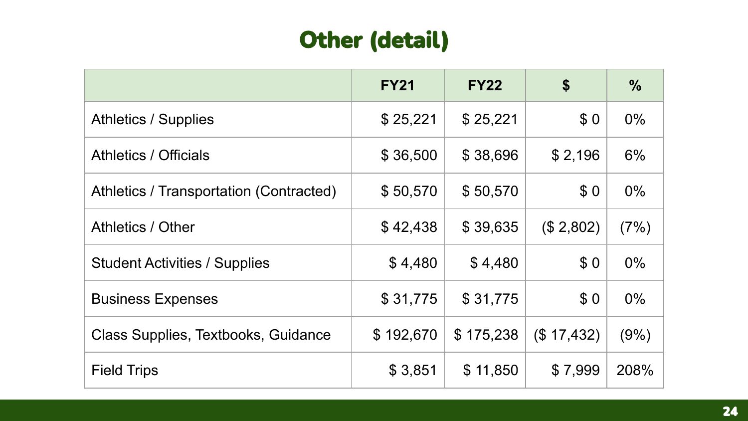# Other (detail)

| | FY21 | FY22 | $ | % |
|---|---|---|---|---|
| Athletics / Supplies | $ 25,221 | $ 25,221 | $ 0 | 0% |
| Athletics / Officials | $ 36,500 | $ 38,696 | $ 2,196 | 6% |
| Athletics / Transportation (Contracted) | $ 50,570 | $ 50,570 | $ 0 | 0% |
| Athletics / Other | $ 42,438 | $ 39,635 | ($ 2,802) | (7%) |
| Student Activities / Supplies | $ 4,480 | $ 4,480 | $ 0 | 0% |
| Business Expenses | $ 31,775 | $ 31,775 | $ 0 | 0% |
| Class Supplies, Textbooks, Guidance | $ 192,670 | $ 175,238 | ($ 17,432) | (9%) |
| Field Trips | $ 3,851 | $ 11,850 | $ 7,999 | 208% |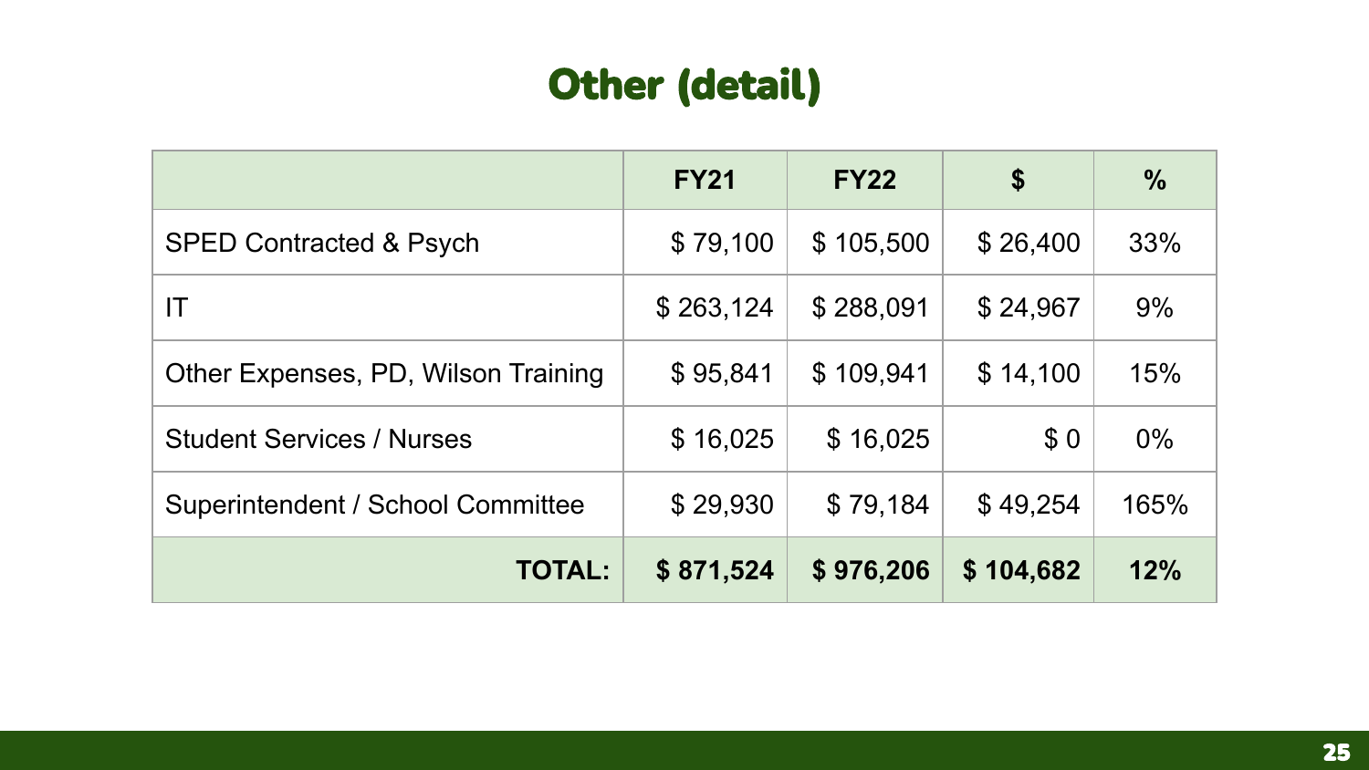# Other (detail)

| | FY21 | FY22 | $ | % |
|---|---|---|---|---|
| SPED Contracted & Psych | $ 79,100 | $ 105,500 | $ 26,400 | 33% |
| IT | $ 263,124 | $ 288,091 | $ 24,967 | 9% |
| Other Expenses, PD, Wilson Training | $ 95,841 | $ 109,941 | $ 14,100 | 15% |
| Student Services / Nurses | $ 16,025 | $ 16,025 | $ 0 | 0% |
| Superintendent / School Committee | $ 29,930 | $ 79,184 | $ 49,254 | 165% |
| **TOTAL:** | **$ 871,524** | **$ 976,206** | **$ 104,682** | **12%** |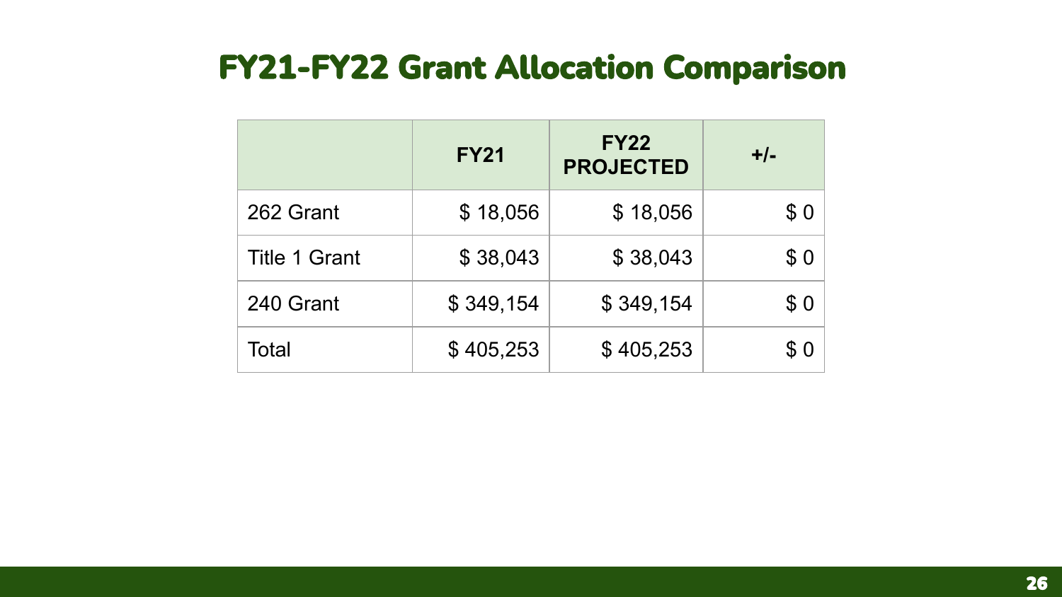# FY21-FY22 Grant Allocation Comparison

| | FY21 | FY22 PROJECTED | +/- |
|---|---|---|---|
| 262 Grant | $ 18,056 | $ 18,056 | $ 0 |
| Title 1 Grant | $ 38,043 | $ 38,043 | $ 0 |
| 240 Grant | $ 349,154 | $ 349,154 | $ 0 |
| Total | $ 405,253 | $ 405,253 | $ 0 |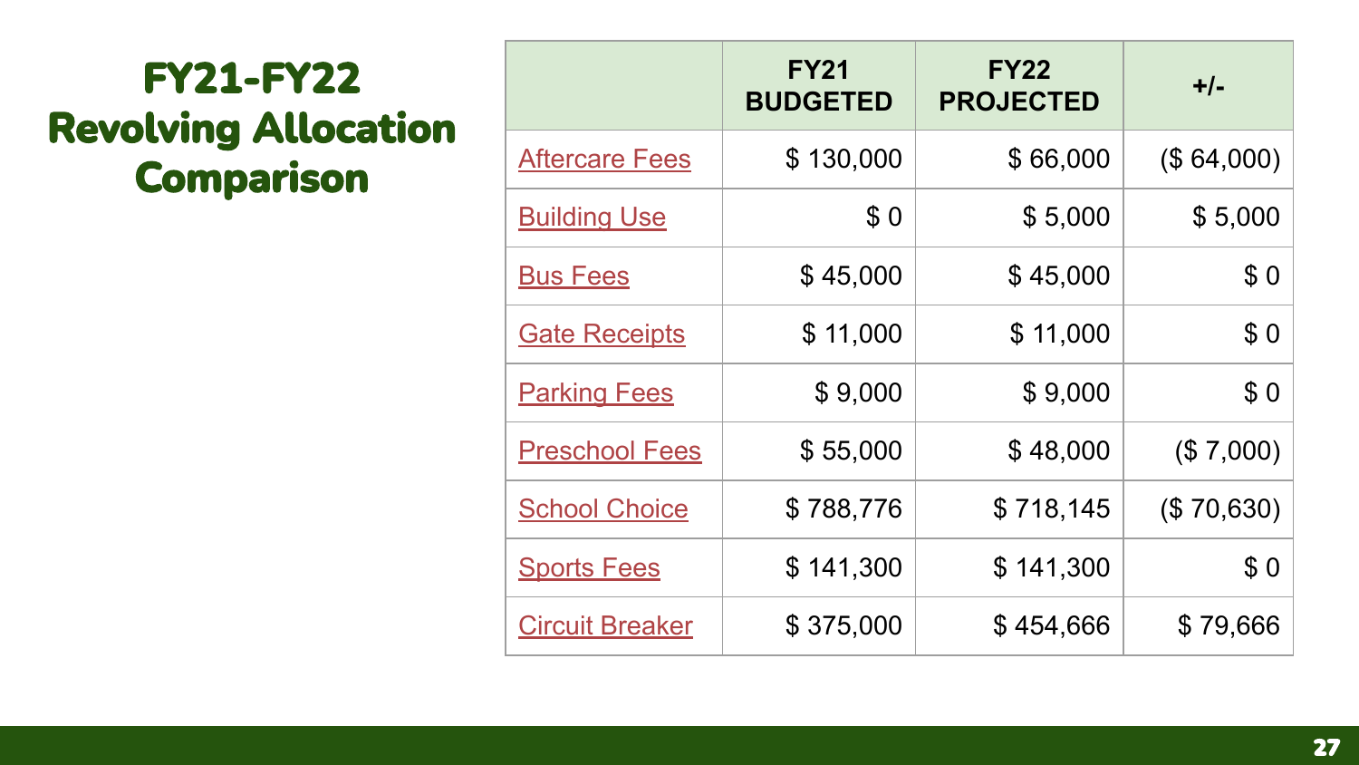# FY21-FY22 Revolving Allocation Comparison

| | FY21 BUDGETED | FY22 PROJECTED | +/- |
|---|---|---|---|
| Aftercare Fees | $ 130,000 | $ 66,000 | ($ 64,000) |
| Building Use | $ 0 | $ 5,000 | $ 5,000 |
| Bus Fees | $ 45,000 | $ 45,000 | $ 0 |
| Gate Receipts | $ 11,000 | $ 11,000 | $ 0 |
| Parking Fees | $ 9,000 | $ 9,000 | $ 0 |
| Preschool Fees | $ 55,000 | $ 48,000 | ($ 7,000) |
| School Choice | $ 788,776 | $ 718,145 | ($ 70,630) |
| Sports Fees | $ 141,300 | $ 141,300 | $ 0 |
| Circuit Breaker | $ 375,000 | $ 454,666 | $ 79,666 |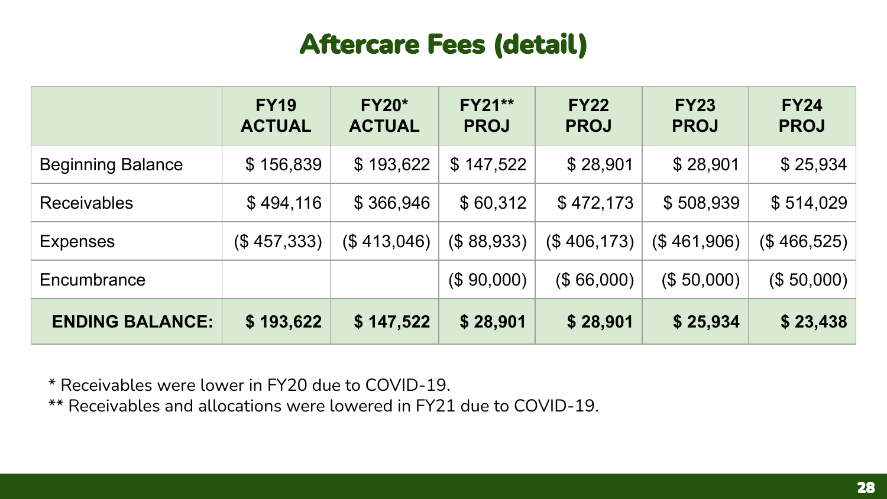# Aftercare Fees (detail)

| | FY19 ACTUAL | FY20* ACTUAL | FY21** PROJ | FY22 PROJ | FY23 PROJ | FY24 PROJ |
|---|---|---|---|---|---|---|
| Beginning Balance | $ 156,839 | $ 193,622 | $ 147,522 | $ 28,901 | $ 28,901 | $ 25,934 |
| Receivables | $ 494,116 | $ 366,946 | $ 60,312 | $ 472,173 | $ 508,939 | $ 514,029 |
| Expenses | ($ 457,333) | ($ 413,046) | ($ 88,933) | ($ 406,173) | ($ 461,906) | ($ 466,525) |
| Encumbrance | | | ($ 90,000) | ($ 66,000) | ($ 50,000) | ($ 50,000) |
| **ENDING BALANCE:** | **$ 193,622** | **$ 147,522** | **$ 28,901** | **$ 28,901** | **$ 25,934** | **$ 23,438** |

* Receivables were lower in FY20 due to COVID-19.

** Receivables and allocations were lowered in FY21 due to COVID-19.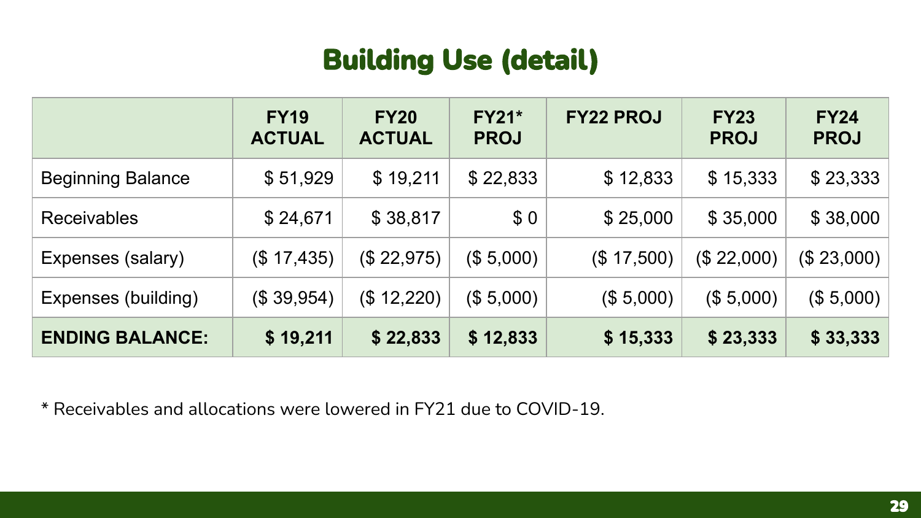# Building Use (detail)

| | FY19 ACTUAL | FY20 ACTUAL | FY21* PROJ | FY22 PROJ | FY23 PROJ | FY24 PROJ |
|---|---|---|---|---|---|---|
| Beginning Balance | $ 51,929 | $ 19,211 | $ 22,833 | $ 12,833 | $ 15,333 | $ 23,333 |
| Receivables | $ 24,671 | $ 38,817 | $ 0 | $ 25,000 | $ 35,000 | $ 38,000 |
| Expenses (salary) | ($ 17,435) | ($ 22,975) | ($ 5,000) | ($ 17,500) | ($ 22,000) | ($ 23,000) |
| Expenses (building) | ($ 39,954) | ($ 12,220) | ($ 5,000) | ($ 5,000) | ($ 5,000) | ($ 5,000) |
| **ENDING BALANCE:** | **$ 19,211** | **$ 22,833** | **$ 12,833** | **$ 15,333** | **$ 23,333** | **$ 33,333** |

* Receivables and allocations were lowered in FY21 due to COVID-19.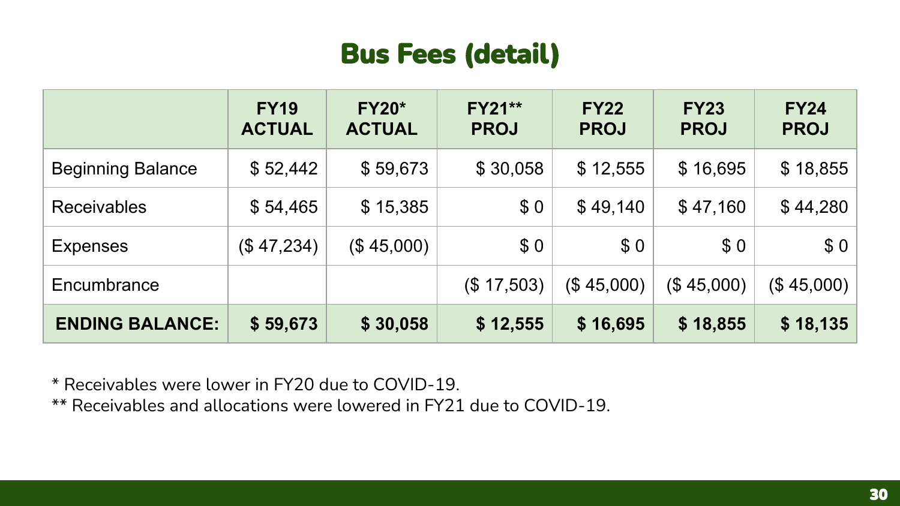# Bus Fees (detail)

| | FY19 ACTUAL | FY20* ACTUAL | FY21** PROJ | FY22 PROJ | FY23 PROJ | FY24 PROJ |
|---|---|---|---|---|---|---|
| Beginning Balance | $ 52,442 | $ 59,673 | $ 30,058 | $ 12,555 | $ 16,695 | $ 18,855 |
| Receivables | $ 54,465 | $ 15,385 | $ 0 | $ 49,140 | $ 47,160 | $ 44,280 |
| Expenses | ($ 47,234) | ($ 45,000) | $ 0 | $ 0 | $ 0 | $ 0 |
| Encumbrance | | | ($ 17,503) | ($ 45,000) | ($ 45,000) | ($ 45,000) |
| **ENDING BALANCE:** | **$ 59,673** | **$ 30,058** | **$ 12,555** | **$ 16,695** | **$ 18,855** | **$ 18,135** |

* Receivables were lower in FY20 due to COVID-19.

** Receivables and allocations were lowered in FY21 due to COVID-19.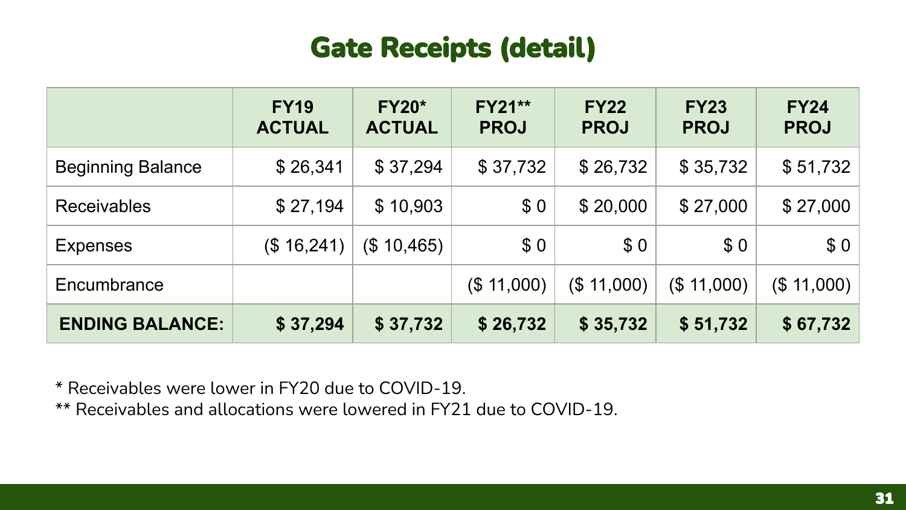# Gate Receipts (detail)

| | FY19 ACTUAL | FY20* ACTUAL | FY21** PROJ | FY22 PROJ | FY23 PROJ | FY24 PROJ |
|---|---|---|---|---|---|---|
| Beginning Balance | $ 26,341 | $ 37,294 | $ 37,732 | $ 26,732 | $ 35,732 | $ 51,732 |
| Receivables | $ 27,194 | $ 10,903 | $ 0 | $ 20,000 | $ 27,000 | $ 27,000 |
| Expenses | ($ 16,241) | ($ 10,465) | $ 0 | $ 0 | $ 0 | $ 0 |
| Encumbrance | | | ($ 11,000) | ($ 11,000) | ($ 11,000) | ($ 11,000) |
| **ENDING BALANCE:** | **$ 37,294** | **$ 37,732** | **$ 26,732** | **$ 35,732** | **$ 51,732** | **$ 67,732** |

* Receivables were lower in FY20 due to COVID-19.

** Receivables and allocations were lowered in FY21 due to COVID-19.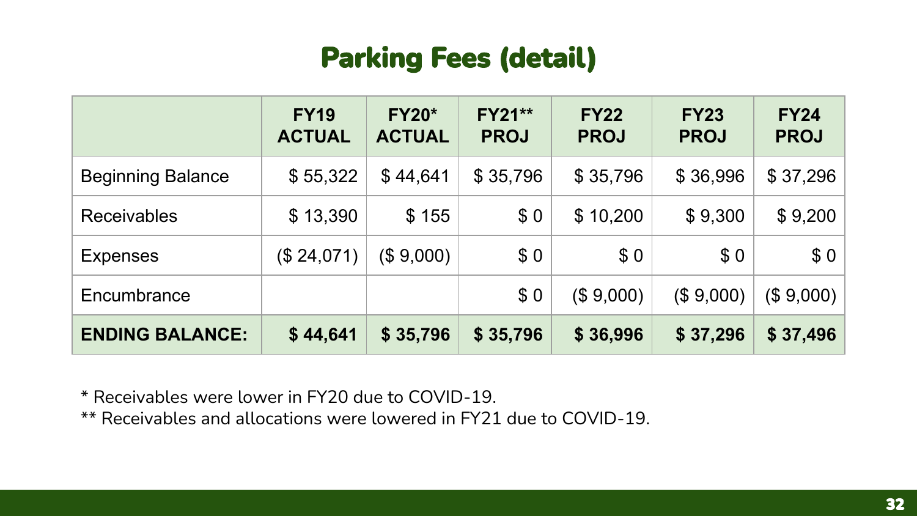# Parking Fees (detail)

| | FY19 ACTUAL | FY20* ACTUAL | FY21** PROJ | FY22 PROJ | FY23 PROJ | FY24 PROJ |
|---|---|---|---|---|---|---|
| Beginning Balance | $ 55,322 | $ 44,641 | $ 35,796 | $ 35,796 | $ 36,996 | $ 37,296 |
| Receivables | $ 13,390 | $ 155 | $ 0 | $ 10,200 | $ 9,300 | $ 9,200 |
| Expenses | ($ 24,071) | ($ 9,000) | $ 0 | $ 0 | $ 0 | $ 0 |
| Encumbrance | | | $ 0 | ($ 9,000) | ($ 9,000) | ($ 9,000) |
| **ENDING BALANCE:** | **$ 44,641** | **$ 35,796** | **$ 35,796** | **$ 36,996** | **$ 37,296** | **$ 37,496** |

* Receivables were lower in FY20 due to COVID-19.

** Receivables and allocations were lowered in FY21 due to COVID-19.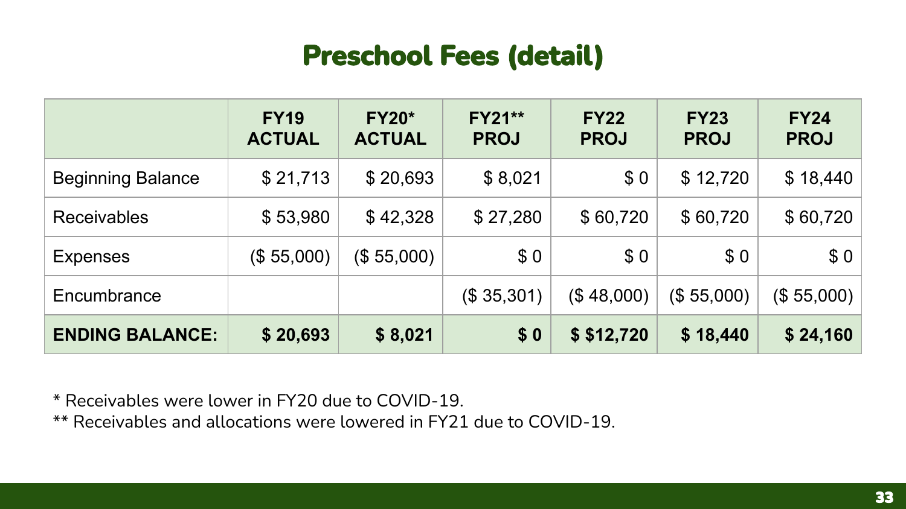# Preschool Fees (detail)

| | FY19 ACTUAL | FY20* ACTUAL | FY21** PROJ | FY22 PROJ | FY23 PROJ | FY24 PROJ |
|---|---|---|---|---|---|---|
| Beginning Balance | $ 21,713 | $ 20,693 | $ 8,021 | $ 0 | $ 12,720 | $ 18,440 |
| Receivables | $ 53,980 | $ 42,328 | $ 27,280 | $ 60,720 | $ 60,720 | $ 60,720 |
| Expenses | ($ 55,000) | ($ 55,000) | $ 0 | $ 0 | $ 0 | $ 0 |
| Encumbrance | | | ($ 35,301) | ($ 48,000) | ($ 55,000) | ($ 55,000) |
| **ENDING BALANCE:** | **$ 20,693** | **$ 8,021** | **$ 0** | **$ $12,720** | **$ 18,440** | **$ 24,160** |

* Receivables were lower in FY20 due to COVID-19.

** Receivables and allocations were lowered in FY21 due to COVID-19.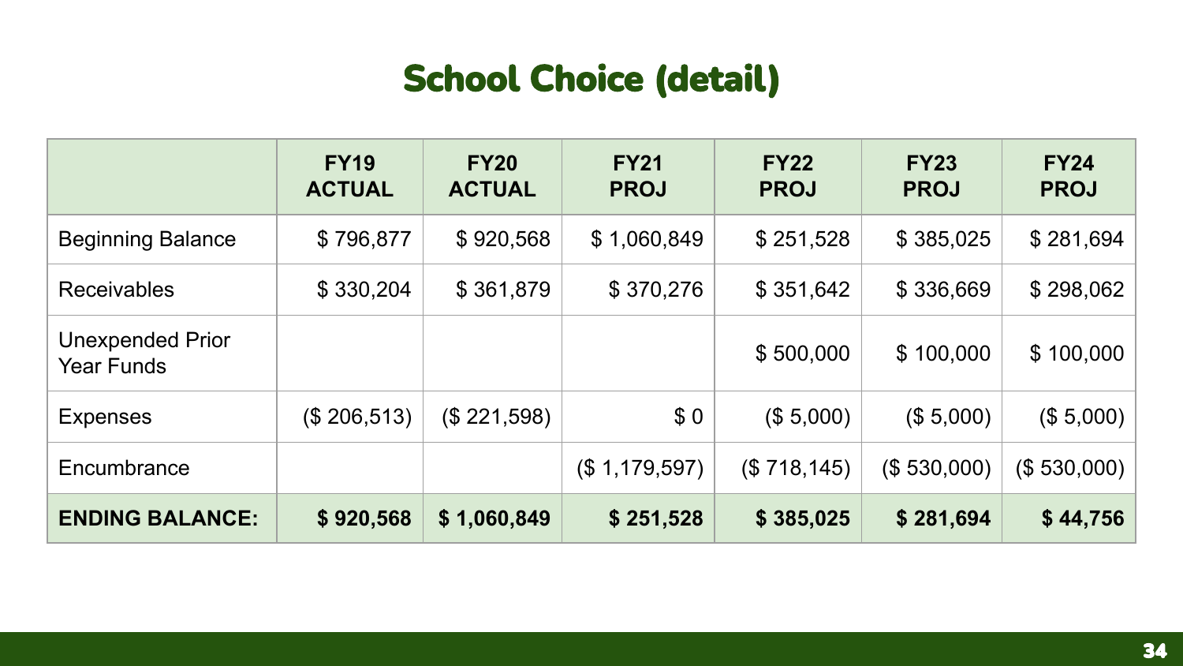# School Choice (detail)

| | FY19 ACTUAL | FY20 ACTUAL | FY21 PROJ | FY22 PROJ | FY23 PROJ | FY24 PROJ |
|---|---|---|---|---|---|---|
| Beginning Balance | $ 796,877 | $ 920,568 | $ 1,060,849 | $ 251,528 | $ 385,025 | $ 281,694 |
| Receivables | $ 330,204 | $ 361,879 | $ 370,276 | $ 351,642 | $ 336,669 | $ 298,062 |
| Unexpended Prior Year Funds | | | | $ 500,000 | $ 100,000 | $ 100,000 |
| Expenses | ($ 206,513) | ($ 221,598) | $ 0 | ($ 5,000) | ($ 5,000) | ($ 5,000) |
| Encumbrance | | | ($ 1,179,597) | ($ 718,145) | ($ 530,000) | ($ 530,000) |
| **ENDING BALANCE:** | **$ 920,568** | **$ 1,060,849** | **$ 251,528** | **$ 385,025** | **$ 281,694** | **$ 44,756** |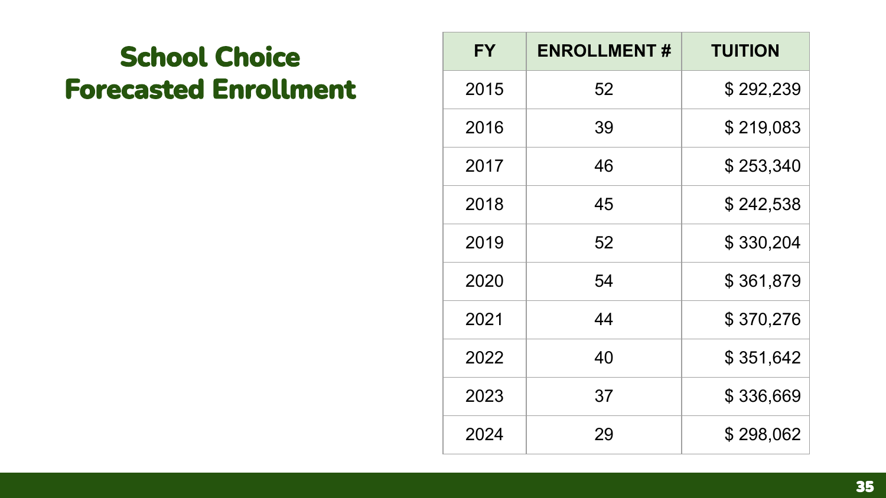# School Choice Forecasted Enrollment

| FY | ENROLLMENT # | TUITION |
|---|---|---|
| 2015 | 52 | $ 292,239 |
| 2016 | 39 | $ 219,083 |
| 2017 | 46 | $ 253,340 |
| 2018 | 45 | $ 242,538 |
| 2019 | 52 | $ 330,204 |
| 2020 | 54 | $ 361,879 |
| 2021 | 44 | $ 370,276 |
| 2022 | 40 | $ 351,642 |
| 2023 | 37 | $ 336,669 |
| 2024 | 29 | $ 298,062 |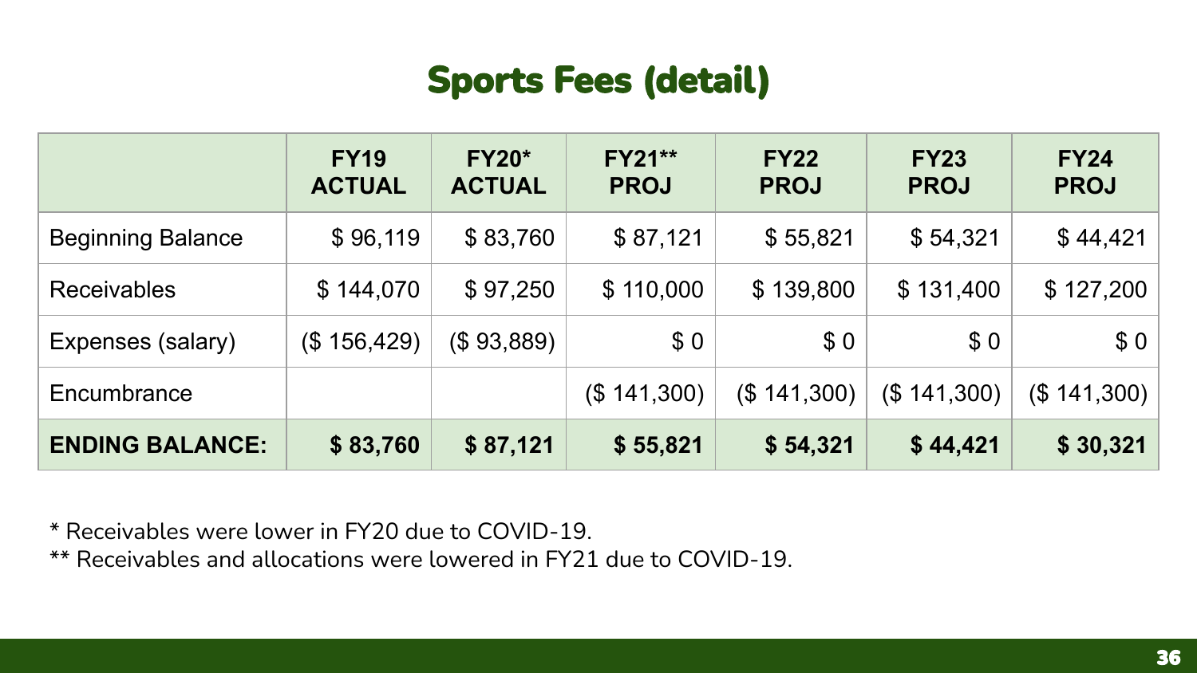# Sports Fees (detail)

| | FY19 ACTUAL | FY20* ACTUAL | FY21** PROJ | FY22 PROJ | FY23 PROJ | FY24 PROJ |
|---|---|---|---|---|---|---|
| Beginning Balance | $ 96,119 | $ 83,760 | $ 87,121 | $ 55,821 | $ 54,321 | $ 44,421 |
| Receivables | $ 144,070 | $ 97,250 | $ 110,000 | $ 139,800 | $ 131,400 | $ 127,200 |
| Expenses (salary) | ($ 156,429) | ($ 93,889) | $ 0 | $ 0 | $ 0 | $ 0 |
| Encumbrance | | | ($ 141,300) | ($ 141,300) | ($ 141,300) | ($ 141,300) |
| **ENDING BALANCE:** | **$ 83,760** | **$ 87,121** | **$ 55,821** | **$ 54,321** | **$ 44,421** | **$ 30,321** |

\* Receivables were lower in FY20 due to COVID-19.

** Receivables and allocations were lowered in FY21 due to COVID-19.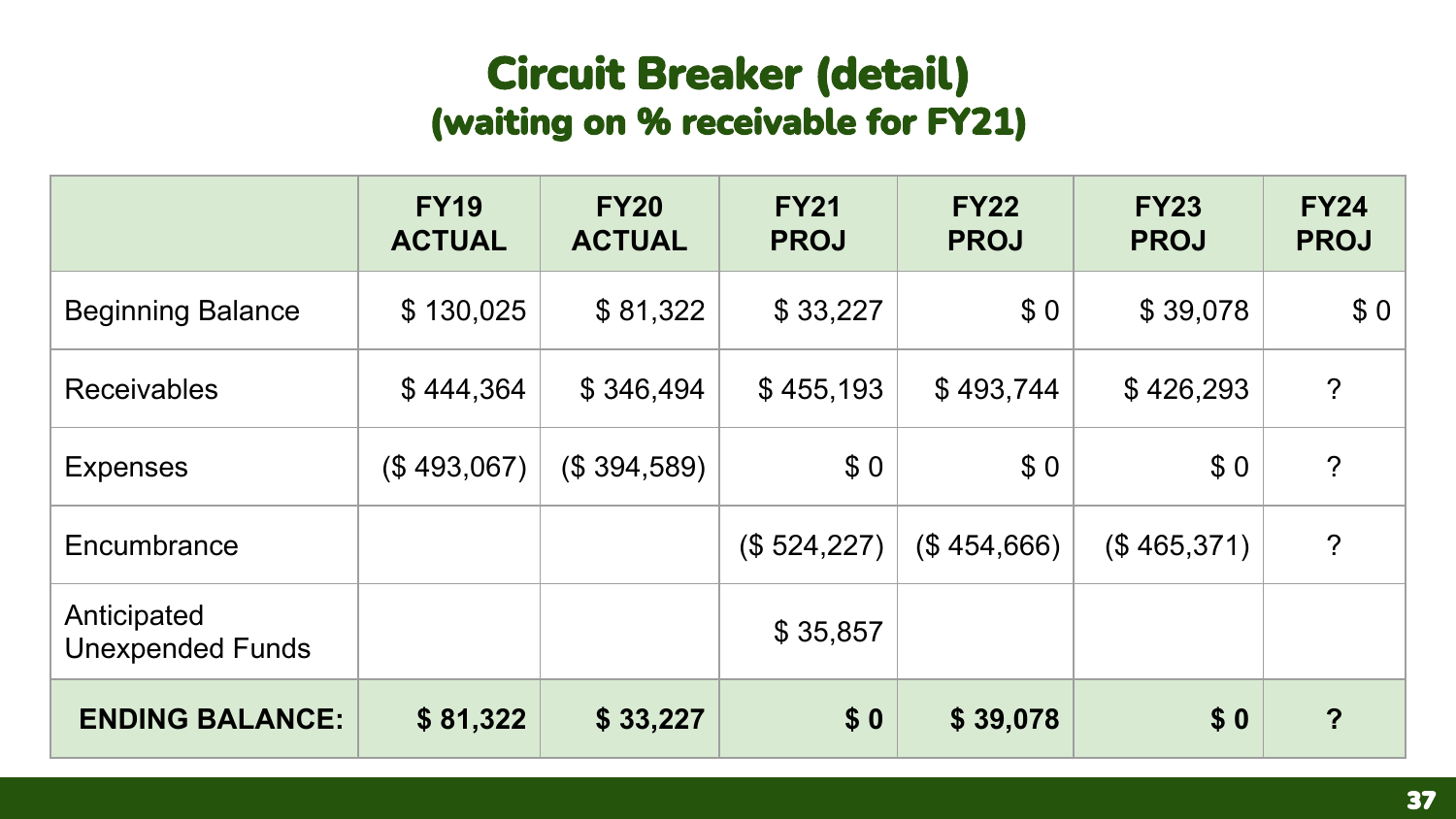# Circuit Breaker (detail)
## (waiting on % receivable for FY21)

| | FY19 ACTUAL | FY20 ACTUAL | FY21 PROJ | FY22 PROJ | FY23 PROJ | FY24 PROJ |
|---|---|---|---|---|---|---|
| Beginning Balance | $ 130,025 | $ 81,322 | $ 33,227 | $ 0 | $ 39,078 | $ 0 |
| Receivables | $ 444,364 | $ 346,494 | $ 455,193 | $ 493,744 | $ 426,293 | ? |
| Expenses | ($ 493,067) | ($ 394,589) | $ 0 | $ 0 | $ 0 | ? |
| Encumbrance | | | ($ 524,227) | ($ 454,666) | ($ 465,371) | ? |
| Anticipated Unexpended Funds | | | $ 35,857 | | | |
| **ENDING BALANCE:** | **$ 81,322** | **$ 33,227** | **$ 0** | **$ 39,078** | **$ 0** | **?** |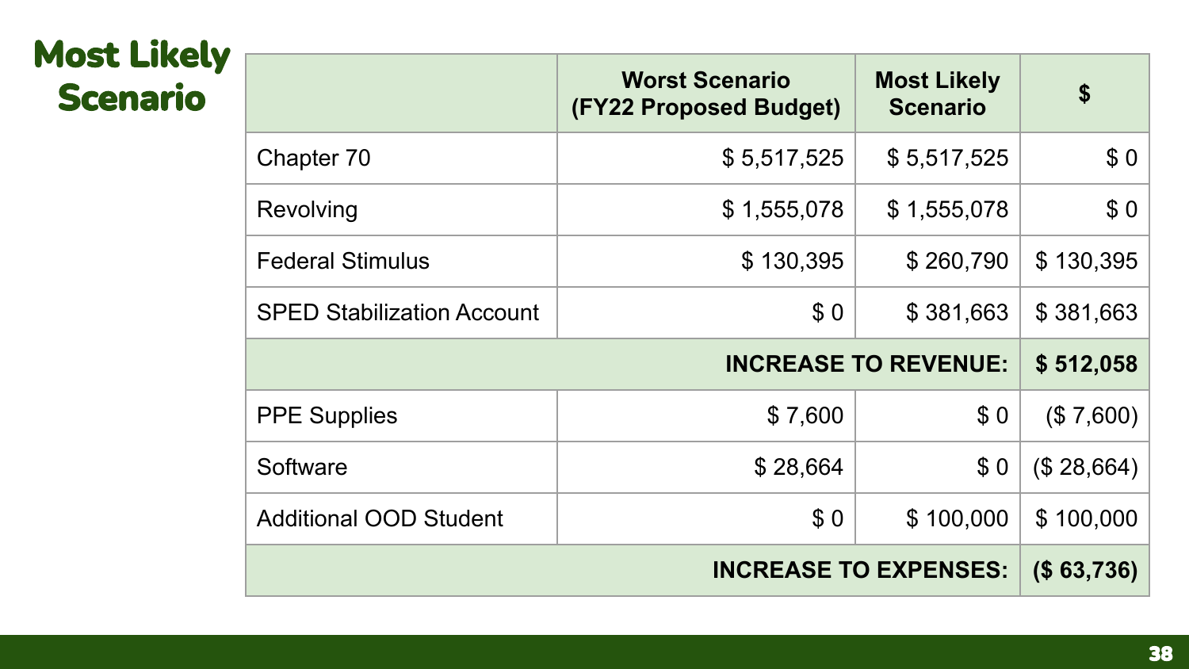# Most Likely Scenario

| | Worst Scenario (FY22 Proposed Budget) | Most Likely Scenario | $ |
|---|---|---|---|
| Chapter 70 | $ 5,517,525 | $ 5,517,525 | $ 0 |
| Revolving | $ 1,555,078 | $ 1,555,078 | $ 0 |
| Federal Stimulus | $ 130,395 | $ 260,790 | $ 130,395 |
| SPED Stabilization Account | $ 0 | $ 381,663 | $ 381,663 |
| | | **INCREASE TO REVENUE:** | **$ 512,058** |
| PPE Supplies | $ 7,600 | $ 0 | ($ 7,600) |
| Software | $ 28,664 | $ 0 | ($ 28,664) |
| Additional OOD Student | $ 0 | $ 100,000 | $ 100,000 |
| | | **INCREASE TO EXPENSES:** | **($ 63,736)** |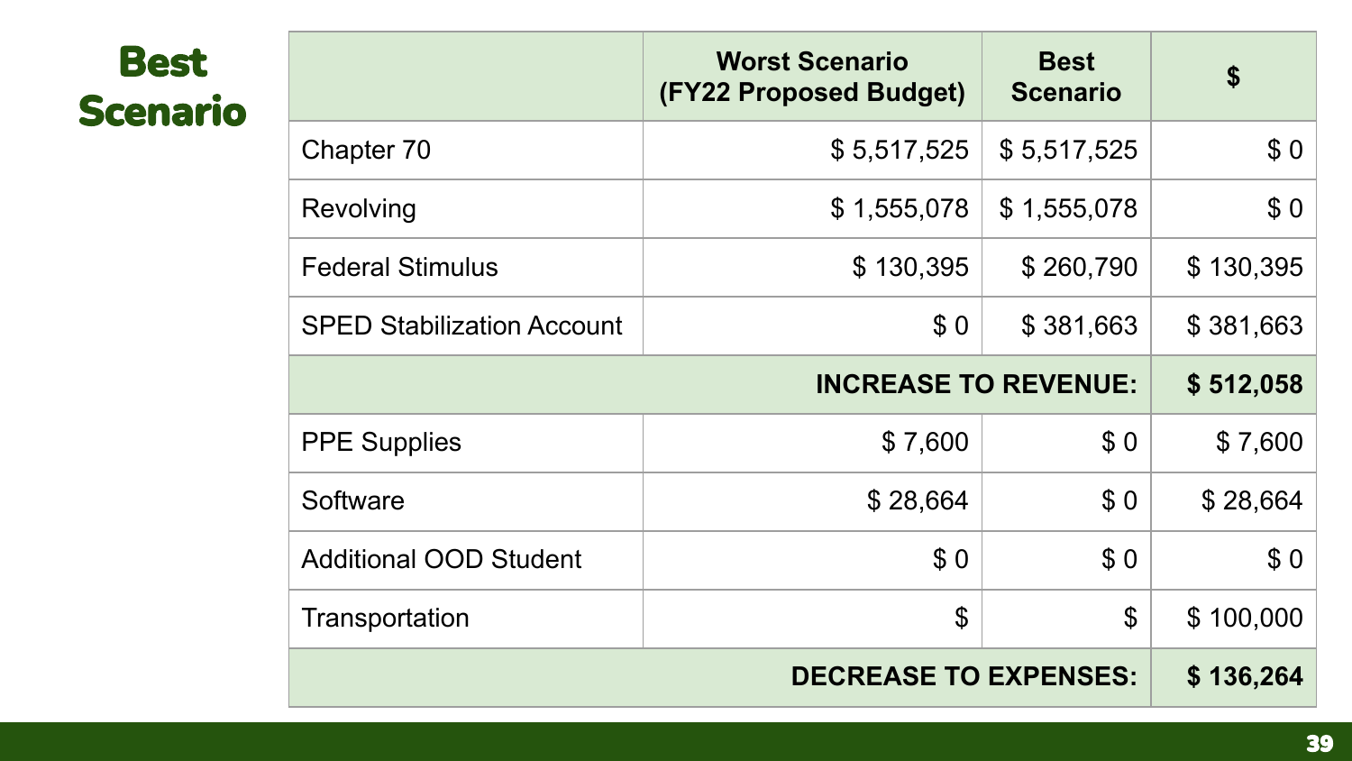# Best Scenario

| | Worst Scenario (FY22 Proposed Budget) | Best Scenario | $ |
|---|---|---|---|
| Chapter 70 | $ 5,517,525 | $ 5,517,525 | $ 0 |
| Revolving | $ 1,555,078 | $ 1,555,078 | $ 0 |
| Federal Stimulus | $ 130,395 | $ 260,790 | $ 130,395 |
| SPED Stabilization Account | $ 0 | $ 381,663 | $ 381,663 |
| | | **INCREASE TO REVENUE:** | **$ 512,058** |
| PPE Supplies | $ 7,600 | $ 0 | $ 7,600 |
| Software | $ 28,664 | $ 0 | $ 28,664 |
| Additional OOD Student | $ 0 | $ 0 | $ 0 |
| Transportation | $ | $ | $ 100,000 |
| | | **DECREASE TO EXPENSES:** | **$ 136,264** |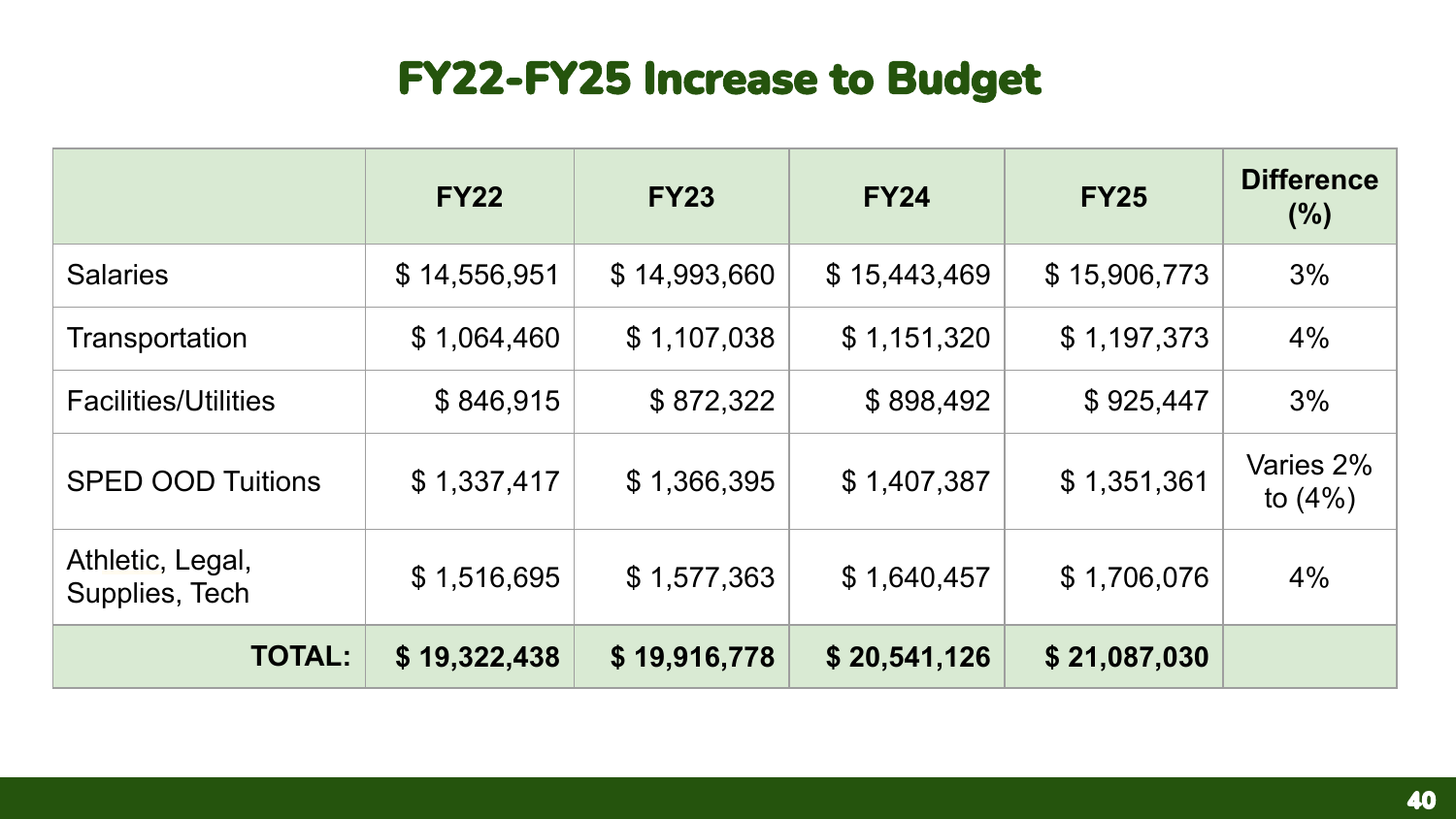# FY22-FY25 Increase to Budget

| | FY22 | FY23 | FY24 | FY25 | Difference (%) |
|---|---|---|---|---|---|
| Salaries | $ 14,556,951 | $ 14,993,660 | $ 15,443,469 | $ 15,906,773 | 3% |
| Transportation | $ 1,064,460 | $ 1,107,038 | $ 1,151,320 | $ 1,197,373 | 4% |
| Facilities/Utilities | $ 846,915 | $ 872,322 | $ 898,492 | $ 925,447 | 3% |
| SPED OOD Tuitions | $ 1,337,417 | $ 1,366,395 | $ 1,407,387 | $ 1,351,361 | Varies 2% to (4%) |
| Athletic, Legal, Supplies, Tech | $ 1,516,695 | $ 1,577,363 | $ 1,640,457 | $ 1,706,076 | 4% |
| **TOTAL:** | **$ 19,322,438** | **$ 19,916,778** | **$ 20,541,126** | **$ 21,087,030** | |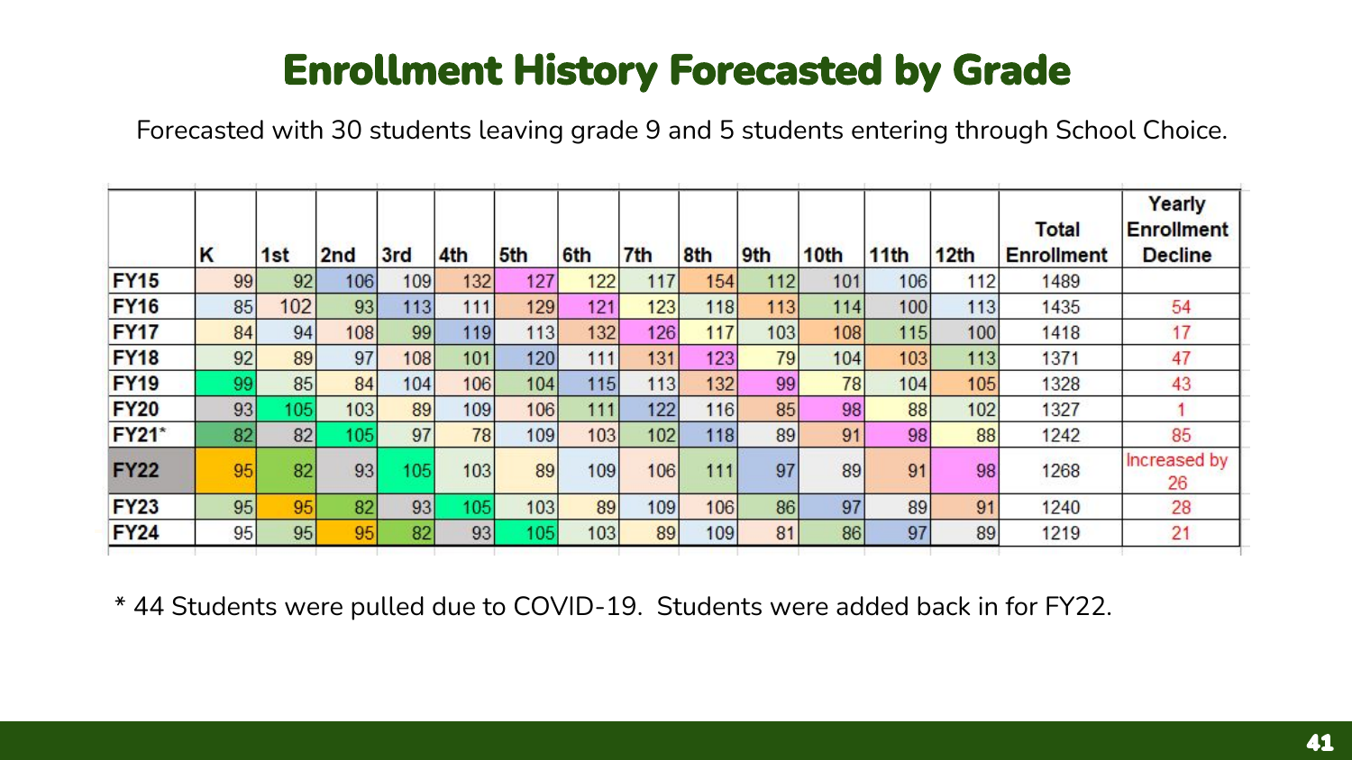# Enrollment History Forecasted by Grade

Forecasted with 30 students leaving grade 9 and 5 students entering through School Choice.

| | K | 1st | 2nd | 3rd | 4th | 5th | 6th | 7th | 8th | 9th | 10th | 11th | 12th | Total Enrollment | Yearly Enrollment Decline |
|---|---|---|---|---|---|---|---|---|---|---|---|---|---|---|---|
| FY15 | 99 | 92 | 106 | 109 | 132 | 127 | 122 | 117 | 154 | 112 | 101 | 106 | 112 | 1489 | |
| FY16 | 85 | 102 | 93 | 113 | 111 | 129 | 121 | 123 | 118 | 113 | 114 | 100 | 113 | 1435 | 54 |
| FY17 | 84 | 94 | 108 | 99 | 119 | 113 | 132 | 126 | 117 | 103 | 108 | 115 | 100 | 1418 | 17 |
| FY18 | 92 | 89 | 97 | 108 | 101 | 120 | 111 | 131 | 123 | 79 | 104 | 103 | 113 | 1371 | 47 |
| FY19 | 99 | 85 | 84 | 104 | 106 | 104 | 115 | 113 | 132 | 99 | 78 | 104 | 105 | 1328 | 43 |
| FY20 | 93 | 105 | 103 | 89 | 109 | 106 | 111 | 122 | 116 | 85 | 98 | 88 | 102 | 1327 | 1 |
| FY21* | 82 | 82 | 105 | 97 | 78 | 109 | 103 | 102 | 118 | 89 | 91 | 98 | 88 | 1242 | 85 |
| FY22 | 95 | 82 | 93 | 105 | 103 | 89 | 109 | 106 | 111 | 97 | 89 | 91 | 98 | 1268 | Increased by 26 |
| FY23 | 95 | 95 | 82 | 93 | 105 | 103 | 89 | 109 | 106 | 86 | 97 | 89 | 91 | 1240 | 28 |
| FY24 | 95 | 95 | 95 | 82 | 93 | 105 | 103 | 89 | 109 | 81 | 86 | 97 | 89 | 1219 | 21 |

\* 44 Students were pulled due to COVID-19. Students were added back in for FY22.